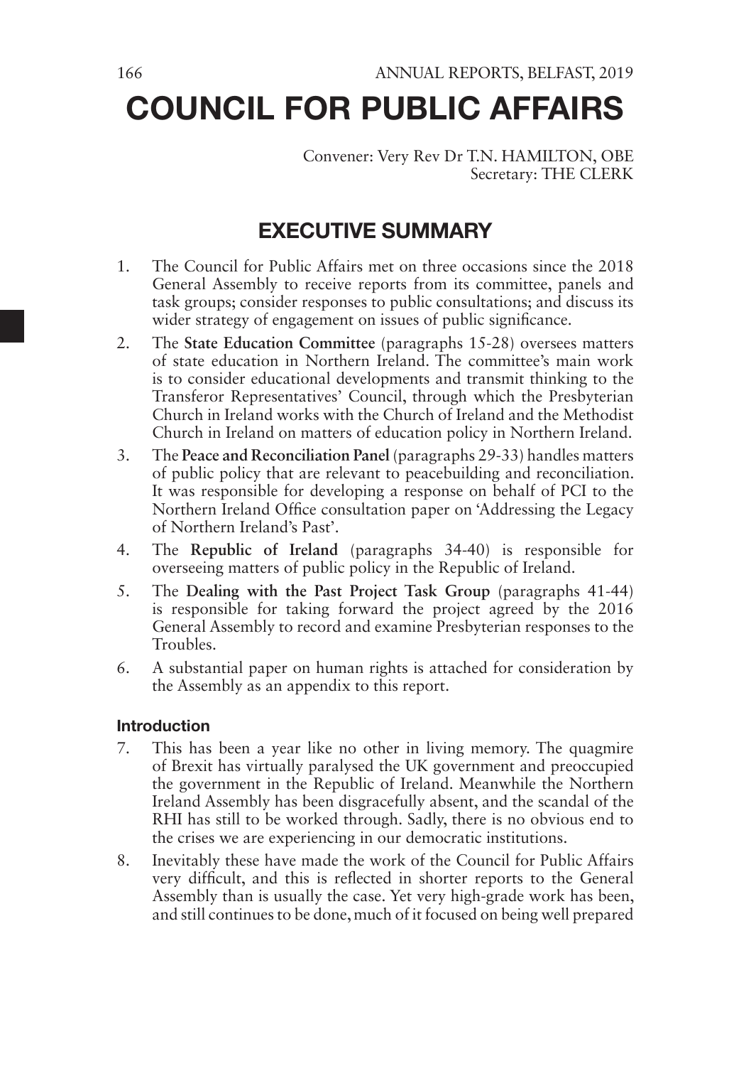# COUNCIL FOR PUBLIC AFFAIRS

Convener: Very Rev Dr T.N. HAMILTON, OBE
Secretary: THE CLERK

## EXECUTIVE SUMMARY

1. The Council for Public Affairs met on three occasions since the 2018 General Assembly to receive reports from its committee, panels and task groups; consider responses to public consultations; and discuss its wider strategy of engagement on issues of public significance.
2. The **State Education Committee** (paragraphs 15-28) oversees matters of state education in Northern Ireland. The committee's main work is to consider educational developments and transmit thinking to the Transferor Representatives' Council, through which the Presbyterian Church in Ireland works with the Church of Ireland and the Methodist Church in Ireland on matters of education policy in Northern Ireland.
3. The **Peace and Reconciliation Panel** (paragraphs 29-33) handles matters of public policy that are relevant to peacebuilding and reconciliation. It was responsible for developing a response on behalf of PCI to the Northern Ireland Office consultation paper on 'Addressing the Legacy of Northern Ireland's Past'.
4. The **Republic of Ireland** (paragraphs 34-40) is responsible for overseeing matters of public policy in the Republic of Ireland.
5. The **Dealing with the Past Project Task Group** (paragraphs 41-44) is responsible for taking forward the project agreed by the 2016 General Assembly to record and examine Presbyterian responses to the Troubles.
6. A substantial paper on human rights is attached for consideration by the Assembly as an appendix to this report.

### Introduction

7. This has been a year like no other in living memory. The quagmire of Brexit has virtually paralysed the UK government and preoccupied the government in the Republic of Ireland. Meanwhile the Northern Ireland Assembly has been disgracefully absent, and the scandal of the RHI has still to be worked through. Sadly, there is no obvious end to the crises we are experiencing in our democratic institutions.
8. Inevitably these have made the work of the Council for Public Affairs very difficult, and this is reflected in shorter reports to the General Assembly than is usually the case. Yet very high-grade work has been, and still continues to be done, much of it focused on being well prepared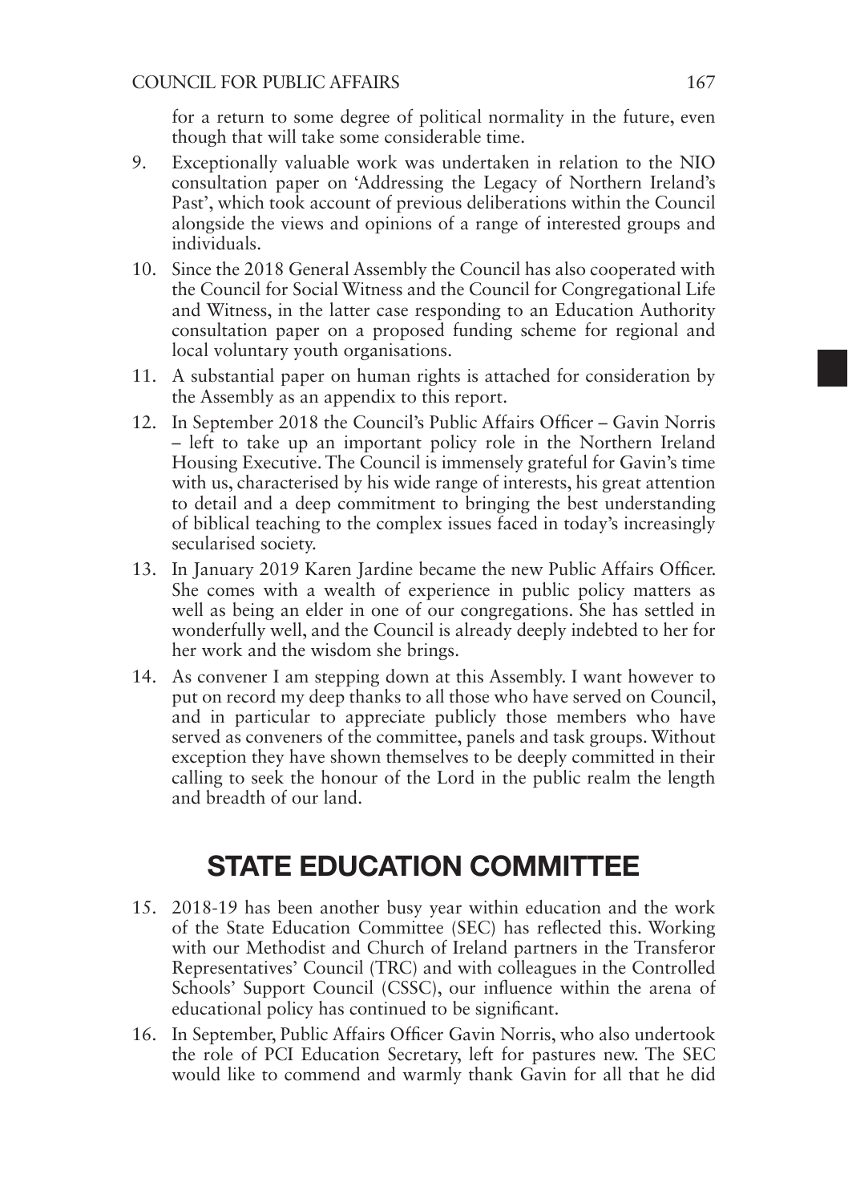for a return to some degree of political normality in the future, even though that will take some considerable time.

9. Exceptionally valuable work was undertaken in relation to the NIO consultation paper on 'Addressing the Legacy of Northern Ireland's Past', which took account of previous deliberations within the Council alongside the views and opinions of a range of interested groups and individuals.
10. Since the 2018 General Assembly the Council has also cooperated with the Council for Social Witness and the Council for Congregational Life and Witness, in the latter case responding to an Education Authority consultation paper on a proposed funding scheme for regional and local voluntary youth organisations.
11. A substantial paper on human rights is attached for consideration by the Assembly as an appendix to this report.
12. In September 2018 the Council's Public Affairs Officer – Gavin Norris – left to take up an important policy role in the Northern Ireland Housing Executive. The Council is immensely grateful for Gavin's time with us, characterised by his wide range of interests, his great attention to detail and a deep commitment to bringing the best understanding of biblical teaching to the complex issues faced in today's increasingly secularised society.
13. In January 2019 Karen Jardine became the new Public Affairs Officer. She comes with a wealth of experience in public policy matters as well as being an elder in one of our congregations. She has settled in wonderfully well, and the Council is already deeply indebted to her for her work and the wisdom she brings.
14. As convener I am stepping down at this Assembly. I want however to put on record my deep thanks to all those who have served on Council, and in particular to appreciate publicly those members who have served as conveners of the committee, panels and task groups. Without exception they have shown themselves to be deeply committed in their calling to seek the honour of the Lord in the public realm the length and breadth of our land.

## STATE EDUCATION COMMITTEE

15. 2018-19 has been another busy year within education and the work of the State Education Committee (SEC) has reflected this. Working with our Methodist and Church of Ireland partners in the Transferor Representatives' Council (TRC) and with colleagues in the Controlled Schools' Support Council (CSSC), our influence within the arena of educational policy has continued to be significant.
16. In September, Public Affairs Officer Gavin Norris, who also undertook the role of PCI Education Secretary, left for pastures new. The SEC would like to commend and warmly thank Gavin for all that he did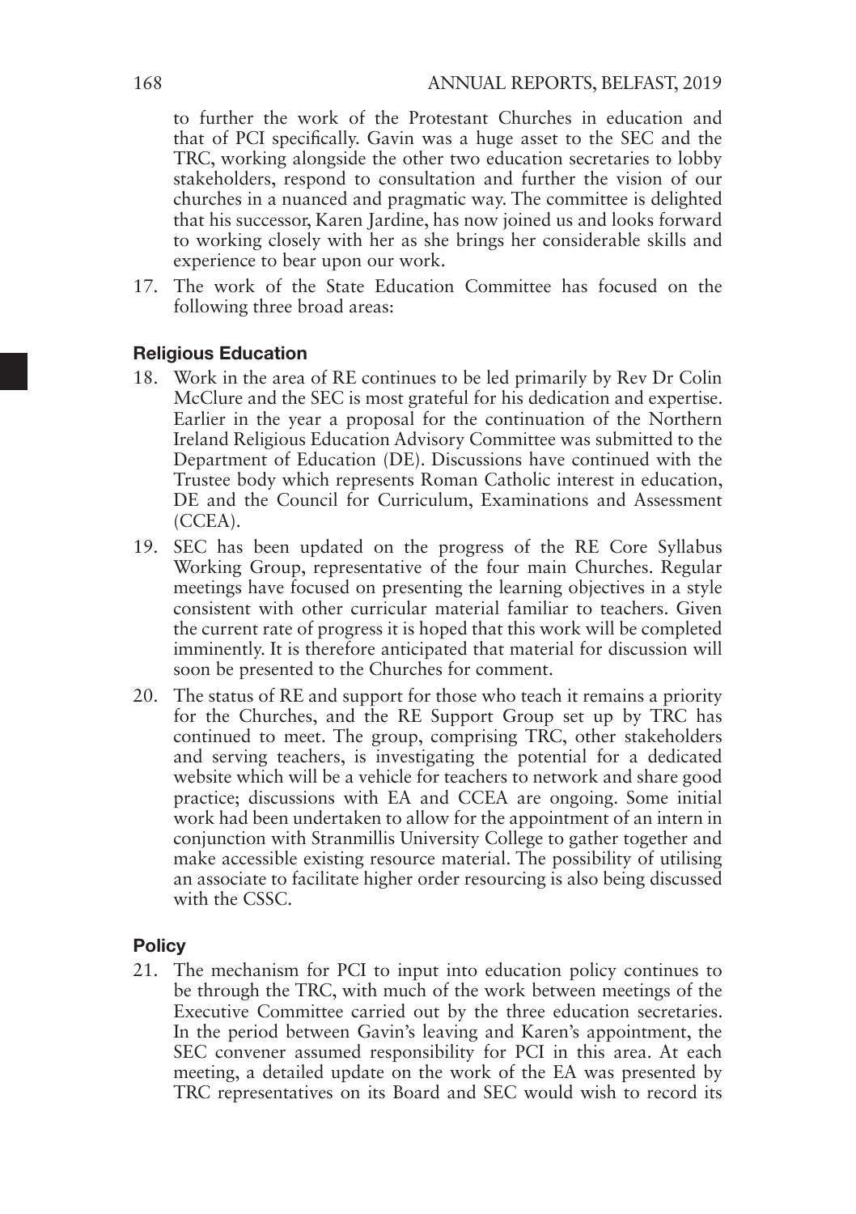to further the work of the Protestant Churches in education and that of PCI specifically. Gavin was a huge asset to the SEC and the TRC, working alongside the other two education secretaries to lobby stakeholders, respond to consultation and further the vision of our churches in a nuanced and pragmatic way. The committee is delighted that his successor, Karen Jardine, has now joined us and looks forward to working closely with her as she brings her considerable skills and experience to bear upon our work.

17. The work of the State Education Committee has focused on the following three broad areas:

#### Religious Education

18. Work in the area of RE continues to be led primarily by Rev Dr Colin McClure and the SEC is most grateful for his dedication and expertise. Earlier in the year a proposal for the continuation of the Northern Ireland Religious Education Advisory Committee was submitted to the Department of Education (DE). Discussions have continued with the Trustee body which represents Roman Catholic interest in education, DE and the Council for Curriculum, Examinations and Assessment (CCEA).

19. SEC has been updated on the progress of the RE Core Syllabus Working Group, representative of the four main Churches. Regular meetings have focused on presenting the learning objectives in a style consistent with other curricular material familiar to teachers. Given the current rate of progress it is hoped that this work will be completed imminently. It is therefore anticipated that material for discussion will soon be presented to the Churches for comment.

20. The status of RE and support for those who teach it remains a priority for the Churches, and the RE Support Group set up by TRC has continued to meet. The group, comprising TRC, other stakeholders and serving teachers, is investigating the potential for a dedicated website which will be a vehicle for teachers to network and share good practice; discussions with EA and CCEA are ongoing. Some initial work had been undertaken to allow for the appointment of an intern in conjunction with Stranmillis University College to gather together and make accessible existing resource material. The possibility of utilising an associate to facilitate higher order resourcing is also being discussed with the CSSC.

#### Policy

21. The mechanism for PCI to input into education policy continues to be through the TRC, with much of the work between meetings of the Executive Committee carried out by the three education secretaries. In the period between Gavin's leaving and Karen's appointment, the SEC convener assumed responsibility for PCI in this area. At each meeting, a detailed update on the work of the EA was presented by TRC representatives on its Board and SEC would wish to record its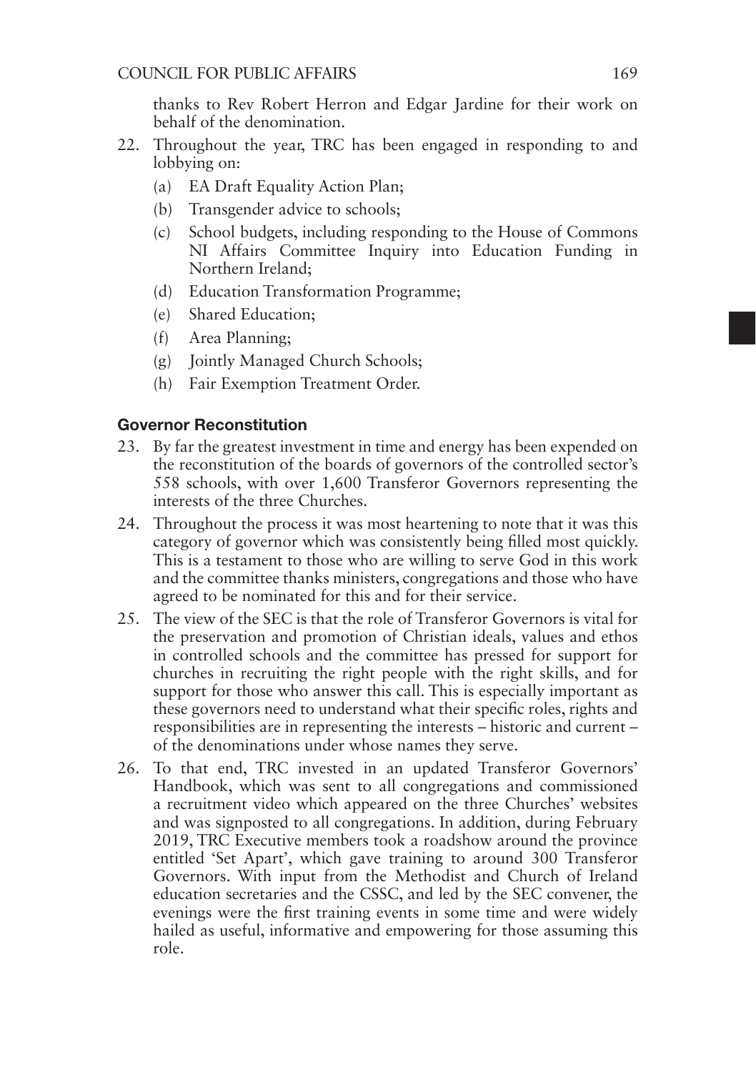thanks to Rev Robert Herron and Edgar Jardine for their work on behalf of the denomination.

22. Throughout the year, TRC has been engaged in responding to and lobbying on:
    (a) EA Draft Equality Action Plan;
    (b) Transgender advice to schools;
    (c) School budgets, including responding to the House of Commons NI Affairs Committee Inquiry into Education Funding in Northern Ireland;
    (d) Education Transformation Programme;
    (e) Shared Education;
    (f) Area Planning;
    (g) Jointly Managed Church Schools;
    (h) Fair Exemption Treatment Order.

### Governor Reconstitution

23. By far the greatest investment in time and energy has been expended on the reconstitution of the boards of governors of the controlled sector's 558 schools, with over 1,600 Transferor Governors representing the interests of the three Churches.
24. Throughout the process it was most heartening to note that it was this category of governor which was consistently being filled most quickly. This is a testament to those who are willing to serve God in this work and the committee thanks ministers, congregations and those who have agreed to be nominated for this and for their service.
25. The view of the SEC is that the role of Transferor Governors is vital for the preservation and promotion of Christian ideals, values and ethos in controlled schools and the committee has pressed for support for churches in recruiting the right people with the right skills, and for support for those who answer this call. This is especially important as these governors need to understand what their specific roles, rights and responsibilities are in representing the interests – historic and current – of the denominations under whose names they serve.
26. To that end, TRC invested in an updated Transferor Governors' Handbook, which was sent to all congregations and commissioned a recruitment video which appeared on the three Churches' websites and was signposted to all congregations. In addition, during February 2019, TRC Executive members took a roadshow around the province entitled 'Set Apart', which gave training to around 300 Transferor Governors. With input from the Methodist and Church of Ireland education secretaries and the CSSC, and led by the SEC convener, the evenings were the first training events in some time and were widely hailed as useful, informative and empowering for those assuming this role.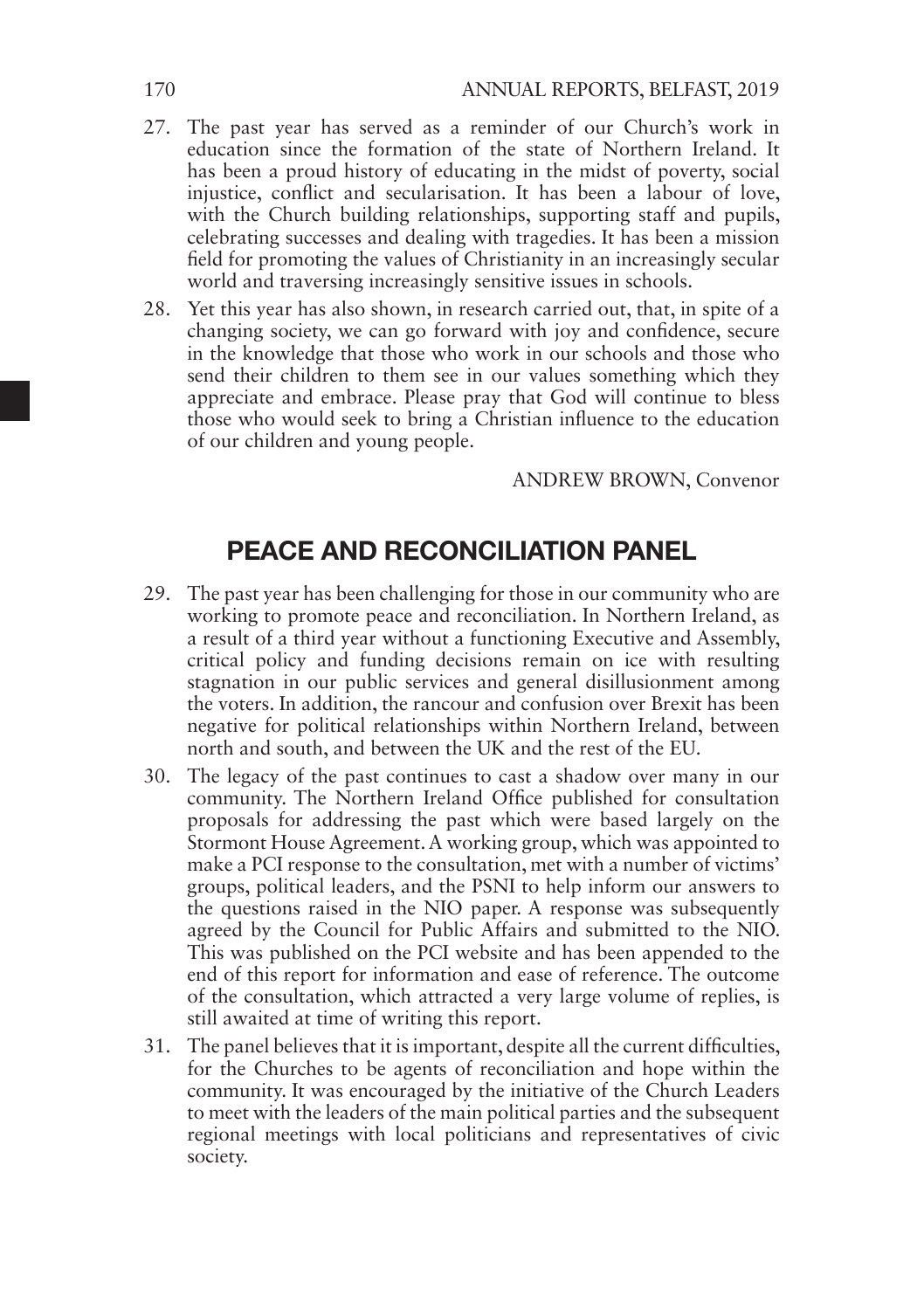27. The past year has served as a reminder of our Church's work in education since the formation of the state of Northern Ireland. It has been a proud history of educating in the midst of poverty, social injustice, conflict and secularisation. It has been a labour of love, with the Church building relationships, supporting staff and pupils, celebrating successes and dealing with tragedies. It has been a mission field for promoting the values of Christianity in an increasingly secular world and traversing increasingly sensitive issues in schools.

28. Yet this year has also shown, in research carried out, that, in spite of a changing society, we can go forward with joy and confidence, secure in the knowledge that those who work in our schools and those who send their children to them see in our values something which they appreciate and embrace. Please pray that God will continue to bless those who would seek to bring a Christian influence to the education of our children and young people.

ANDREW BROWN, Convenor

## PEACE AND RECONCILIATION PANEL

29. The past year has been challenging for those in our community who are working to promote peace and reconciliation. In Northern Ireland, as a result of a third year without a functioning Executive and Assembly, critical policy and funding decisions remain on ice with resulting stagnation in our public services and general disillusionment among the voters. In addition, the rancour and confusion over Brexit has been negative for political relationships within Northern Ireland, between north and south, and between the UK and the rest of the EU.

30. The legacy of the past continues to cast a shadow over many in our community. The Northern Ireland Office published for consultation proposals for addressing the past which were based largely on the Stormont House Agreement. A working group, which was appointed to make a PCI response to the consultation, met with a number of victims' groups, political leaders, and the PSNI to help inform our answers to the questions raised in the NIO paper. A response was subsequently agreed by the Council for Public Affairs and submitted to the NIO. This was published on the PCI website and has been appended to the end of this report for information and ease of reference. The outcome of the consultation, which attracted a very large volume of replies, is still awaited at time of writing this report.

31. The panel believes that it is important, despite all the current difficulties, for the Churches to be agents of reconciliation and hope within the community. It was encouraged by the initiative of the Church Leaders to meet with the leaders of the main political parties and the subsequent regional meetings with local politicians and representatives of civic society.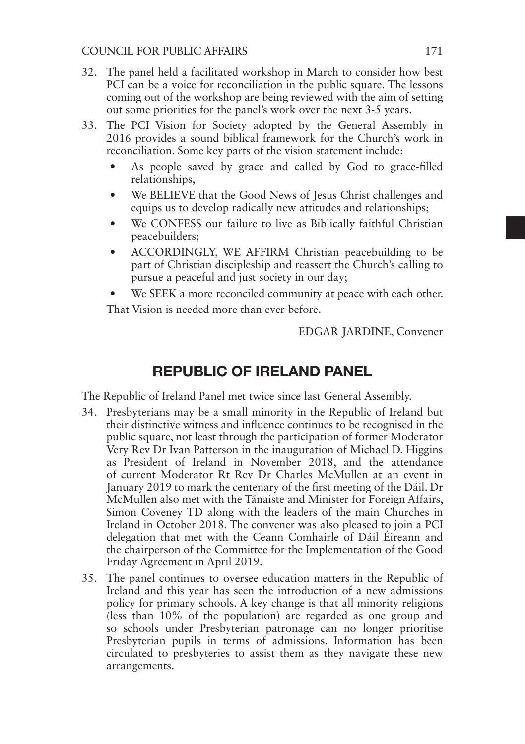32. The panel held a facilitated workshop in March to consider how best PCI can be a voice for reconciliation in the public square. The lessons coming out of the workshop are being reviewed with the aim of setting out some priorities for the panel's work over the next 3-5 years.

33. The PCI Vision for Society adopted by the General Assembly in 2016 provides a sound biblical framework for the Church's work in reconciliation. Some key parts of the vision statement include:

    - As people saved by grace and called by God to grace-filled relationships,
    - We BELIEVE that the Good News of Jesus Christ challenges and equips us to develop radically new attitudes and relationships;
    - We CONFESS our failure to live as Biblically faithful Christian peacebuilders;
    - ACCORDINGLY, WE AFFIRM Christian peacebuilding to be part of Christian discipleship and reassert the Church's calling to pursue a peaceful and just society in our day;
    - We SEEK a more reconciled community at peace with each other.

    That Vision is needed more than ever before.

EDGAR JARDINE, Convener

## REPUBLIC OF IRELAND PANEL

The Republic of Ireland Panel met twice since last General Assembly.

34. Presbyterians may be a small minority in the Republic of Ireland but their distinctive witness and influence continues to be recognised in the public square, not least through the participation of former Moderator Very Rev Dr Ivan Patterson in the inauguration of Michael D. Higgins as President of Ireland in November 2018, and the attendance of current Moderator Rt Rev Dr Charles McMullen at an event in January 2019 to mark the centenary of the first meeting of the Dáil. Dr McMullen also met with the Tánaiste and Minister for Foreign Affairs, Simon Coveney TD along with the leaders of the main Churches in Ireland in October 2018. The convener was also pleased to join a PCI delegation that met with the Ceann Comhairle of Dáil Éireann and the chairperson of the Committee for the Implementation of the Good Friday Agreement in April 2019.

35. The panel continues to oversee education matters in the Republic of Ireland and this year has seen the introduction of a new admissions policy for primary schools. A key change is that all minority religions (less than 10% of the population) are regarded as one group and so schools under Presbyterian patronage can no longer prioritise Presbyterian pupils in terms of admissions. Information has been circulated to presbyteries to assist them as they navigate these new arrangements.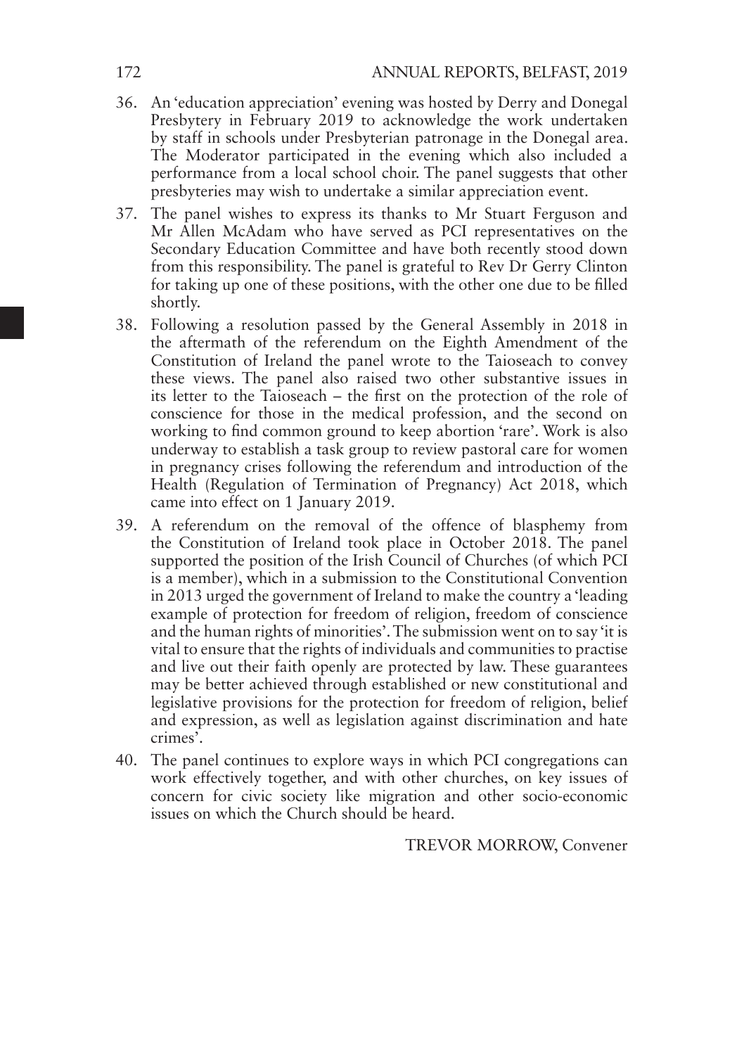36. An 'education appreciation' evening was hosted by Derry and Donegal Presbytery in February 2019 to acknowledge the work undertaken by staff in schools under Presbyterian patronage in the Donegal area. The Moderator participated in the evening which also included a performance from a local school choir. The panel suggests that other presbyteries may wish to undertake a similar appreciation event.

37. The panel wishes to express its thanks to Mr Stuart Ferguson and Mr Allen McAdam who have served as PCI representatives on the Secondary Education Committee and have both recently stood down from this responsibility. The panel is grateful to Rev Dr Gerry Clinton for taking up one of these positions, with the other one due to be filled shortly.

38. Following a resolution passed by the General Assembly in 2018 in the aftermath of the referendum on the Eighth Amendment of the Constitution of Ireland the panel wrote to the Taioseach to convey these views. The panel also raised two other substantive issues in its letter to the Taioseach – the first on the protection of the role of conscience for those in the medical profession, and the second on working to find common ground to keep abortion 'rare'. Work is also underway to establish a task group to review pastoral care for women in pregnancy crises following the referendum and introduction of the Health (Regulation of Termination of Pregnancy) Act 2018, which came into effect on 1 January 2019.

39. A referendum on the removal of the offence of blasphemy from the Constitution of Ireland took place in October 2018. The panel supported the position of the Irish Council of Churches (of which PCI is a member), which in a submission to the Constitutional Convention in 2013 urged the government of Ireland to make the country a 'leading example of protection for freedom of religion, freedom of conscience and the human rights of minorities'. The submission went on to say 'it is vital to ensure that the rights of individuals and communities to practise and live out their faith openly are protected by law. These guarantees may be better achieved through established or new constitutional and legislative provisions for the protection for freedom of religion, belief and expression, as well as legislation against discrimination and hate crimes'.

40. The panel continues to explore ways in which PCI congregations can work effectively together, and with other churches, on key issues of concern for civic society like migration and other socio-economic issues on which the Church should be heard.

TREVOR MORROW, Convener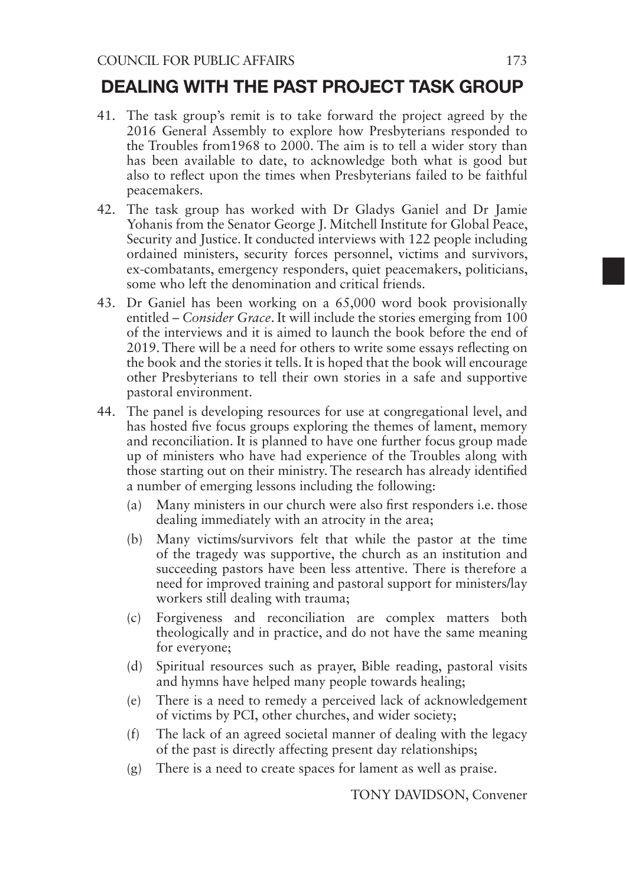## DEALING WITH THE PAST PROJECT TASK GROUP

41. The task group's remit is to take forward the project agreed by the 2016 General Assembly to explore how Presbyterians responded to the Troubles from1968 to 2000. The aim is to tell a wider story than has been available to date, to acknowledge both what is good but also to reflect upon the times when Presbyterians failed to be faithful peacemakers.
42. The task group has worked with Dr Gladys Ganiel and Dr Jamie Yohanis from the Senator George J. Mitchell Institute for Global Peace, Security and Justice. It conducted interviews with 122 people including ordained ministers, security forces personnel, victims and survivors, ex-combatants, emergency responders, quiet peacemakers, politicians, some who left the denomination and critical friends.
43. Dr Ganiel has been working on a 65,000 word book provisionally entitled – *Consider Grace*. It will include the stories emerging from 100 of the interviews and it is aimed to launch the book before the end of 2019. There will be a need for others to write some essays reflecting on the book and the stories it tells. It is hoped that the book will encourage other Presbyterians to tell their own stories in a safe and supportive pastoral environment.
44. The panel is developing resources for use at congregational level, and has hosted five focus groups exploring the themes of lament, memory and reconciliation. It is planned to have one further focus group made up of ministers who have had experience of the Troubles along with those starting out on their ministry. The research has already identified a number of emerging lessons including the following:
    (a) Many ministers in our church were also first responders i.e. those dealing immediately with an atrocity in the area;
    (b) Many victims/survivors felt that while the pastor at the time of the tragedy was supportive, the church as an institution and succeeding pastors have been less attentive. There is therefore a need for improved training and pastoral support for ministers/lay workers still dealing with trauma;
    (c) Forgiveness and reconciliation are complex matters both theologically and in practice, and do not have the same meaning for everyone;
    (d) Spiritual resources such as prayer, Bible reading, pastoral visits and hymns have helped many people towards healing;
    (e) There is a need to remedy a perceived lack of acknowledgement of victims by PCI, other churches, and wider society;
    (f) The lack of an agreed societal manner of dealing with the legacy of the past is directly affecting present day relationships;
    (g) There is a need to create spaces for lament as well as praise.

TONY DAVIDSON, Convener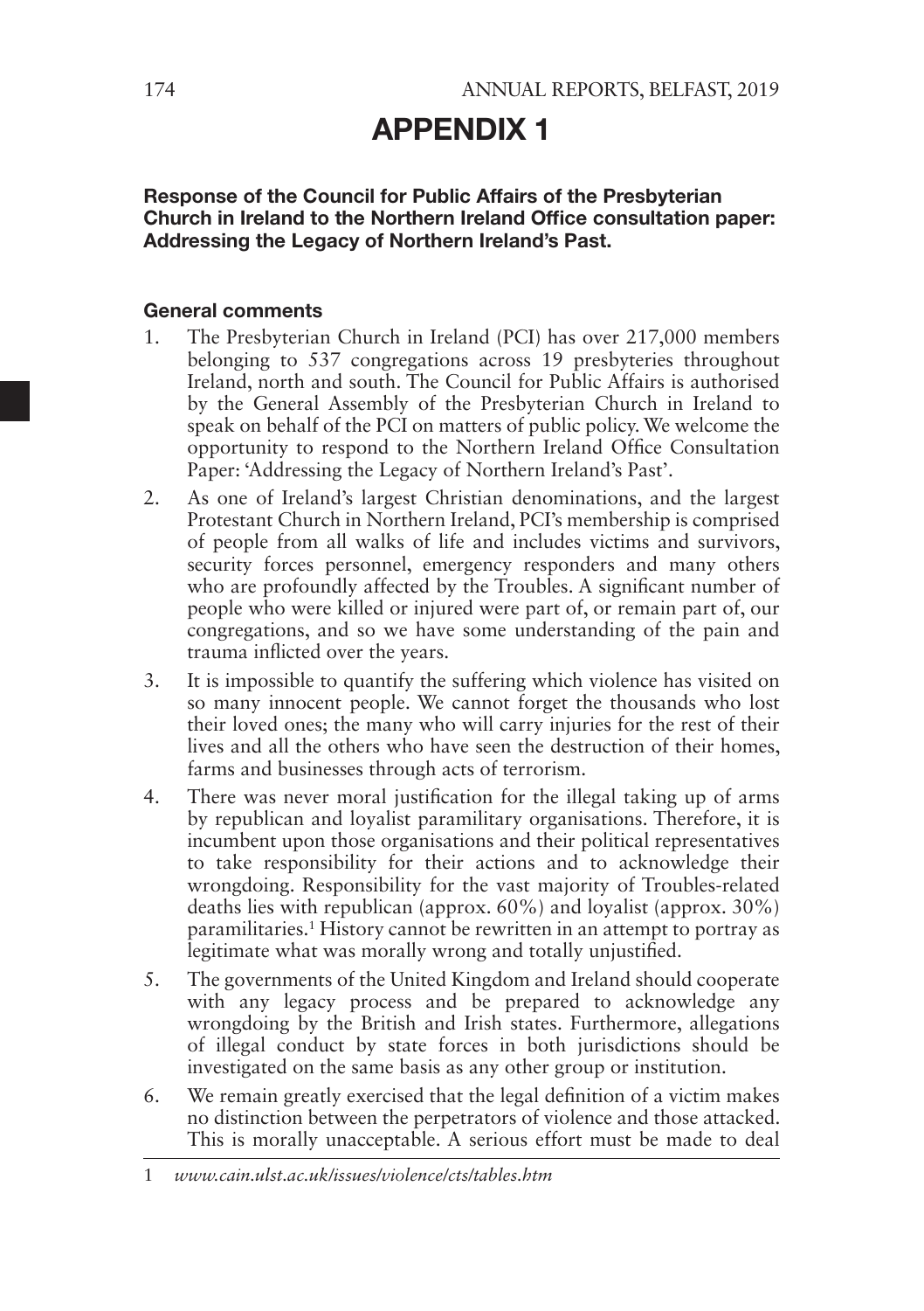# APPENDIX 1

**Response of the Council for Public Affairs of the Presbyterian Church in Ireland to the Northern Ireland Office consultation paper: Addressing the Legacy of Northern Ireland's Past.**

### General comments

1. The Presbyterian Church in Ireland (PCI) has over 217,000 members belonging to 537 congregations across 19 presbyteries throughout Ireland, north and south. The Council for Public Affairs is authorised by the General Assembly of the Presbyterian Church in Ireland to speak on behalf of the PCI on matters of public policy. We welcome the opportunity to respond to the Northern Ireland Office Consultation Paper: 'Addressing the Legacy of Northern Ireland's Past'.
2. As one of Ireland's largest Christian denominations, and the largest Protestant Church in Northern Ireland, PCI's membership is comprised of people from all walks of life and includes victims and survivors, security forces personnel, emergency responders and many others who are profoundly affected by the Troubles. A significant number of people who were killed or injured were part of, or remain part of, our congregations, and so we have some understanding of the pain and trauma inflicted over the years.
3. It is impossible to quantify the suffering which violence has visited on so many innocent people. We cannot forget the thousands who lost their loved ones; the many who will carry injuries for the rest of their lives and all the others who have seen the destruction of their homes, farms and businesses through acts of terrorism.
4. There was never moral justification for the illegal taking up of arms by republican and loyalist paramilitary organisations. Therefore, it is incumbent upon those organisations and their political representatives to take responsibility for their actions and to acknowledge their wrongdoing. Responsibility for the vast majority of Troubles-related deaths lies with republican (approx. 60%) and loyalist (approx. 30%) paramilitaries.[1] History cannot be rewritten in an attempt to portray as legitimate what was morally wrong and totally unjustified.
5. The governments of the United Kingdom and Ireland should cooperate with any legacy process and be prepared to acknowledge any wrongdoing by the British and Irish states. Furthermore, allegations of illegal conduct by state forces in both jurisdictions should be investigated on the same basis as any other group or institution.
6. We remain greatly exercised that the legal definition of a victim makes no distinction between the perpetrators of violence and those attacked. This is morally unacceptable. A serious effort must be made to deal

1 *www.cain.ulst.ac.uk/issues/violence/cts/tables.htm*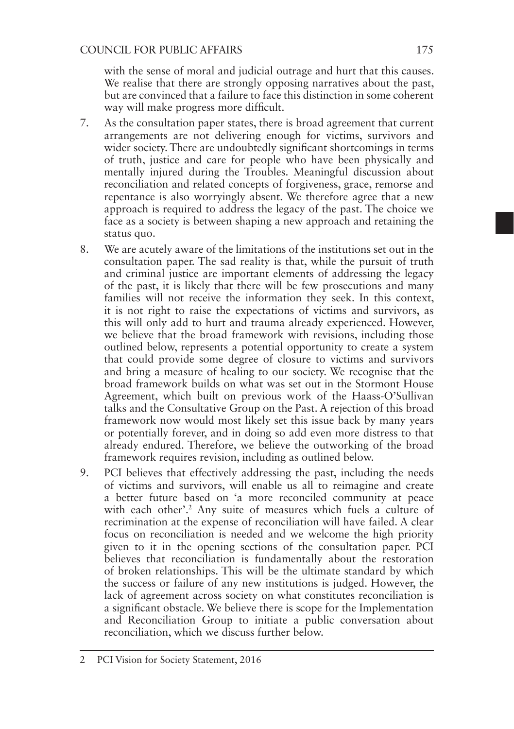with the sense of moral and judicial outrage and hurt that this causes. We realise that there are strongly opposing narratives about the past, but are convinced that a failure to face this distinction in some coherent way will make progress more difficult.

7. As the consultation paper states, there is broad agreement that current arrangements are not delivering enough for victims, survivors and wider society. There are undoubtedly significant shortcomings in terms of truth, justice and care for people who have been physically and mentally injured during the Troubles. Meaningful discussion about reconciliation and related concepts of forgiveness, grace, remorse and repentance is also worryingly absent. We therefore agree that a new approach is required to address the legacy of the past. The choice we face as a society is between shaping a new approach and retaining the status quo.

8. We are acutely aware of the limitations of the institutions set out in the consultation paper. The sad reality is that, while the pursuit of truth and criminal justice are important elements of addressing the legacy of the past, it is likely that there will be few prosecutions and many families will not receive the information they seek. In this context, it is not right to raise the expectations of victims and survivors, as this will only add to hurt and trauma already experienced. However, we believe that the broad framework with revisions, including those outlined below, represents a potential opportunity to create a system that could provide some degree of closure to victims and survivors and bring a measure of healing to our society. We recognise that the broad framework builds on what was set out in the Stormont House Agreement, which built on previous work of the Haass-O'Sullivan talks and the Consultative Group on the Past. A rejection of this broad framework now would most likely set this issue back by many years or potentially forever, and in doing so add even more distress to that already endured. Therefore, we believe the outworking of the broad framework requires revision, including as outlined below.

9. PCI believes that effectively addressing the past, including the needs of victims and survivors, will enable us all to reimagine and create a better future based on 'a more reconciled community at peace with each other'.[2] Any suite of measures which fuels a culture of recrimination at the expense of reconciliation will have failed. A clear focus on reconciliation is needed and we welcome the high priority given to it in the opening sections of the consultation paper. PCI believes that reconciliation is fundamentally about the restoration of broken relationships. This will be the ultimate standard by which the success or failure of any new institutions is judged. However, the lack of agreement across society on what constitutes reconciliation is a significant obstacle. We believe there is scope for the Implementation and Reconciliation Group to initiate a public conversation about reconciliation, which we discuss further below.

---

2 PCI Vision for Society Statement, 2016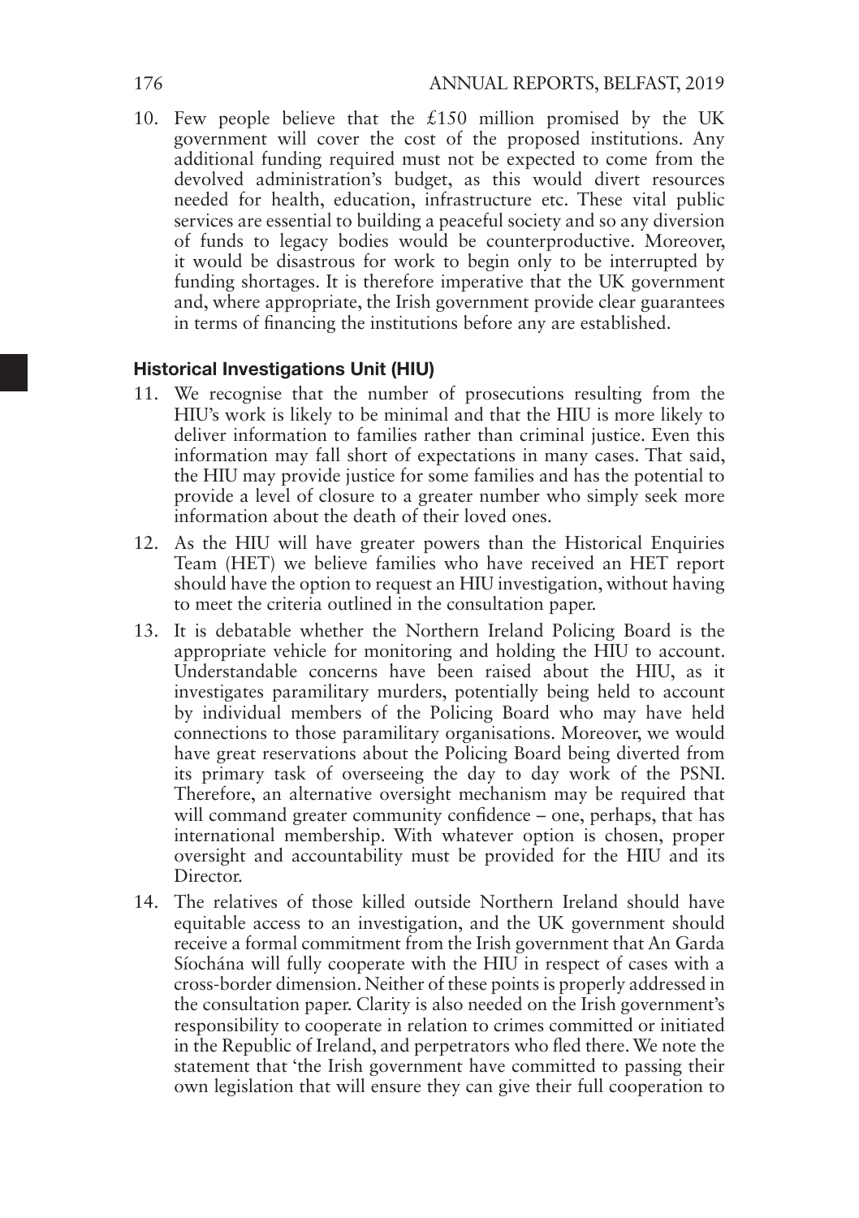10. Few people believe that the £150 million promised by the UK government will cover the cost of the proposed institutions. Any additional funding required must not be expected to come from the devolved administration's budget, as this would divert resources needed for health, education, infrastructure etc. These vital public services are essential to building a peaceful society and so any diversion of funds to legacy bodies would be counterproductive. Moreover, it would be disastrous for work to begin only to be interrupted by funding shortages. It is therefore imperative that the UK government and, where appropriate, the Irish government provide clear guarantees in terms of financing the institutions before any are established.

### Historical Investigations Unit (HIU)

11. We recognise that the number of prosecutions resulting from the HIU's work is likely to be minimal and that the HIU is more likely to deliver information to families rather than criminal justice. Even this information may fall short of expectations in many cases. That said, the HIU may provide justice for some families and has the potential to provide a level of closure to a greater number who simply seek more information about the death of their loved ones.
12. As the HIU will have greater powers than the Historical Enquiries Team (HET) we believe families who have received an HET report should have the option to request an HIU investigation, without having to meet the criteria outlined in the consultation paper.
13. It is debatable whether the Northern Ireland Policing Board is the appropriate vehicle for monitoring and holding the HIU to account. Understandable concerns have been raised about the HIU, as it investigates paramilitary murders, potentially being held to account by individual members of the Policing Board who may have held connections to those paramilitary organisations. Moreover, we would have great reservations about the Policing Board being diverted from its primary task of overseeing the day to day work of the PSNI. Therefore, an alternative oversight mechanism may be required that will command greater community confidence – one, perhaps, that has international membership. With whatever option is chosen, proper oversight and accountability must be provided for the HIU and its Director.
14. The relatives of those killed outside Northern Ireland should have equitable access to an investigation, and the UK government should receive a formal commitment from the Irish government that An Garda Síochána will fully cooperate with the HIU in respect of cases with a cross-border dimension. Neither of these points is properly addressed in the consultation paper. Clarity is also needed on the Irish government's responsibility to cooperate in relation to crimes committed or initiated in the Republic of Ireland, and perpetrators who fled there. We note the statement that 'the Irish government have committed to passing their own legislation that will ensure they can give their full cooperation to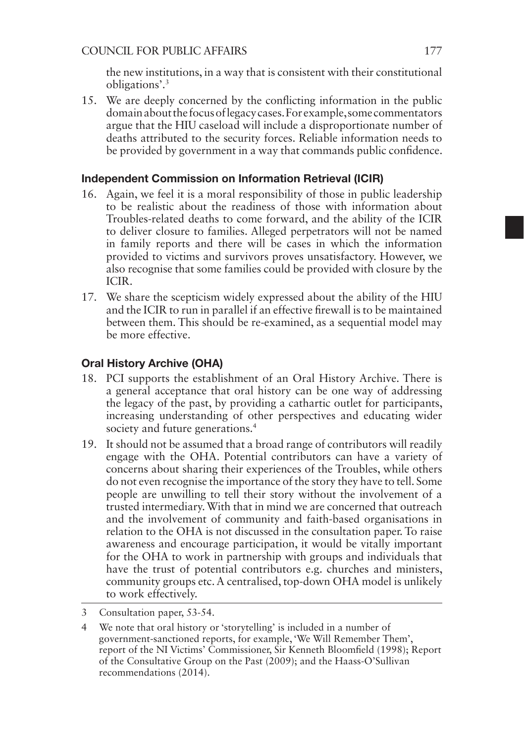the new institutions, in a way that is consistent with their constitutional obligations'.[3]

15. We are deeply concerned by the conflicting information in the public domain about the focus of legacy cases. For example, some commentators argue that the HIU caseload will include a disproportionate number of deaths attributed to the security forces. Reliable information needs to be provided by government in a way that commands public confidence.

### Independent Commission on Information Retrieval (ICIR)

16. Again, we feel it is a moral responsibility of those in public leadership to be realistic about the readiness of those with information about Troubles-related deaths to come forward, and the ability of the ICIR to deliver closure to families. Alleged perpetrators will not be named in family reports and there will be cases in which the information provided to victims and survivors proves unsatisfactory. However, we also recognise that some families could be provided with closure by the ICIR.
17. We share the scepticism widely expressed about the ability of the HIU and the ICIR to run in parallel if an effective firewall is to be maintained between them. This should be re-examined, as a sequential model may be more effective.

### Oral History Archive (OHA)

18. PCI supports the establishment of an Oral History Archive. There is a general acceptance that oral history can be one way of addressing the legacy of the past, by providing a cathartic outlet for participants, increasing understanding of other perspectives and educating wider society and future generations.[4]
19. It should not be assumed that a broad range of contributors will readily engage with the OHA. Potential contributors can have a variety of concerns about sharing their experiences of the Troubles, while others do not even recognise the importance of the story they have to tell. Some people are unwilling to tell their story without the involvement of a trusted intermediary. With that in mind we are concerned that outreach and the involvement of community and faith-based organisations in relation to the OHA is not discussed in the consultation paper. To raise awareness and encourage participation, it would be vitally important for the OHA to work in partnership with groups and individuals that have the trust of potential contributors e.g. churches and ministers, community groups etc. A centralised, top-down OHA model is unlikely to work effectively.

---

3 Consultation paper, 53-54.

4 We note that oral history or 'storytelling' is included in a number of government-sanctioned reports, for example, 'We Will Remember Them', report of the NI Victims' Commissioner, Sir Kenneth Bloomfield (1998); Report of the Consultative Group on the Past (2009); and the Haass-O'Sullivan recommendations (2014).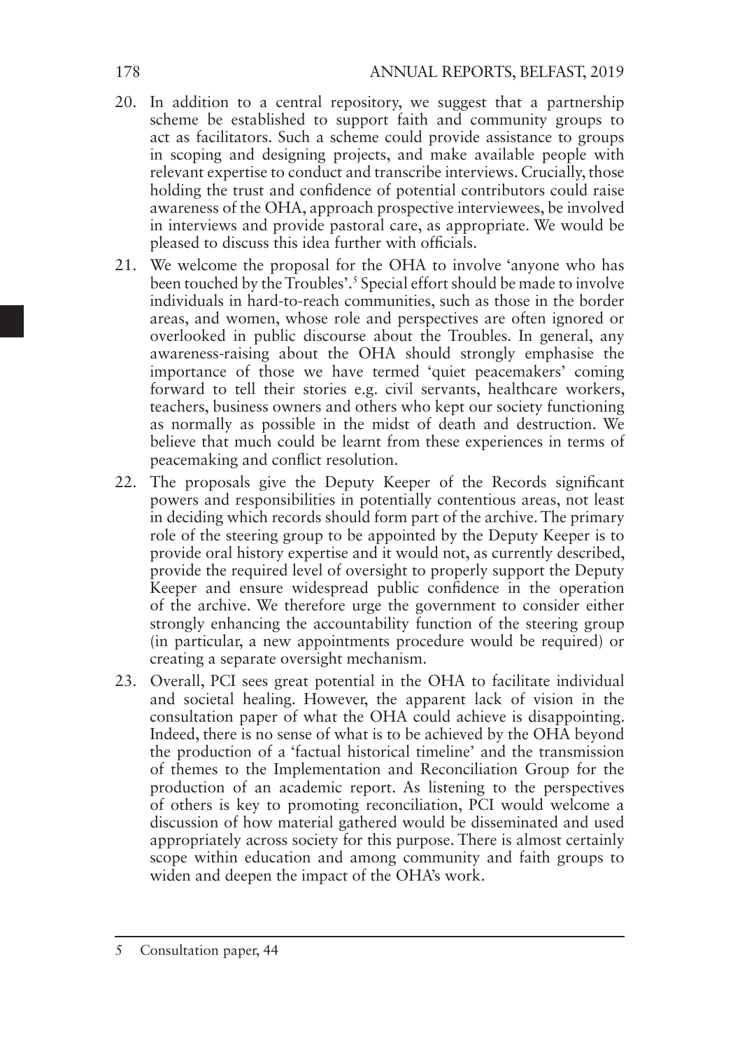20. In addition to a central repository, we suggest that a partnership scheme be established to support faith and community groups to act as facilitators. Such a scheme could provide assistance to groups in scoping and designing projects, and make available people with relevant expertise to conduct and transcribe interviews. Crucially, those holding the trust and confidence of potential contributors could raise awareness of the OHA, approach prospective interviewees, be involved in interviews and provide pastoral care, as appropriate. We would be pleased to discuss this idea further with officials.

21. We welcome the proposal for the OHA to involve 'anyone who has been touched by the Troubles'.[5] Special effort should be made to involve individuals in hard-to-reach communities, such as those in the border areas, and women, whose role and perspectives are often ignored or overlooked in public discourse about the Troubles. In general, any awareness-raising about the OHA should strongly emphasise the importance of those we have termed 'quiet peacemakers' coming forward to tell their stories e.g. civil servants, healthcare workers, teachers, business owners and others who kept our society functioning as normally as possible in the midst of death and destruction. We believe that much could be learnt from these experiences in terms of peacemaking and conflict resolution.

22. The proposals give the Deputy Keeper of the Records significant powers and responsibilities in potentially contentious areas, not least in deciding which records should form part of the archive. The primary role of the steering group to be appointed by the Deputy Keeper is to provide oral history expertise and it would not, as currently described, provide the required level of oversight to properly support the Deputy Keeper and ensure widespread public confidence in the operation of the archive. We therefore urge the government to consider either strongly enhancing the accountability function of the steering group (in particular, a new appointments procedure would be required) or creating a separate oversight mechanism.

23. Overall, PCI sees great potential in the OHA to facilitate individual and societal healing. However, the apparent lack of vision in the consultation paper of what the OHA could achieve is disappointing. Indeed, there is no sense of what is to be achieved by the OHA beyond the production of a 'factual historical timeline' and the transmission of themes to the Implementation and Reconciliation Group for the production of an academic report. As listening to the perspectives of others is key to promoting reconciliation, PCI would welcome a discussion of how material gathered would be disseminated and used appropriately across society for this purpose. There is almost certainly scope within education and among community and faith groups to widen and deepen the impact of the OHA's work.

---

5 Consultation paper, 44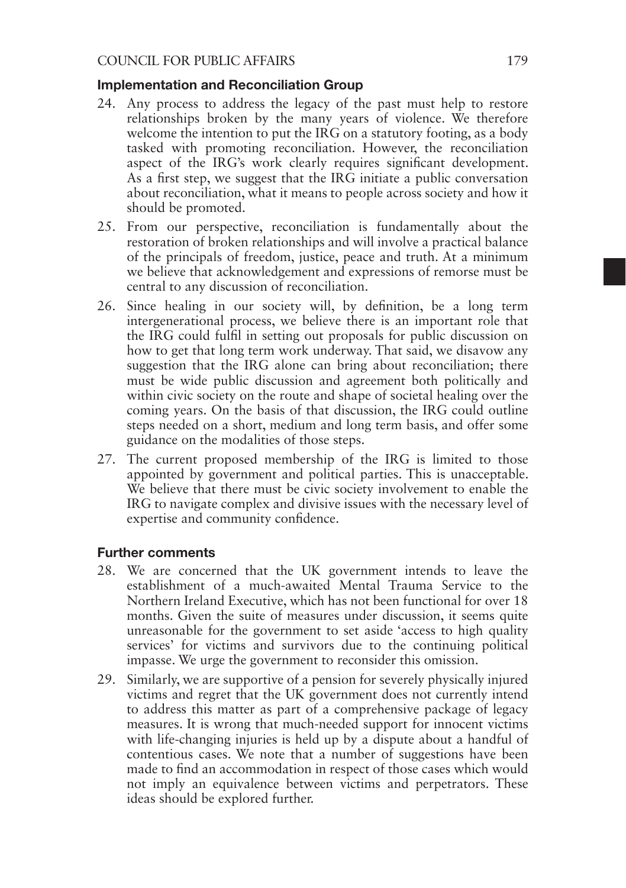### Implementation and Reconciliation Group

24. Any process to address the legacy of the past must help to restore relationships broken by the many years of violence. We therefore welcome the intention to put the IRG on a statutory footing, as a body tasked with promoting reconciliation. However, the reconciliation aspect of the IRG's work clearly requires significant development. As a first step, we suggest that the IRG initiate a public conversation about reconciliation, what it means to people across society and how it should be promoted.
25. From our perspective, reconciliation is fundamentally about the restoration of broken relationships and will involve a practical balance of the principals of freedom, justice, peace and truth. At a minimum we believe that acknowledgement and expressions of remorse must be central to any discussion of reconciliation.
26. Since healing in our society will, by definition, be a long term intergenerational process, we believe there is an important role that the IRG could fulfil in setting out proposals for public discussion on how to get that long term work underway. That said, we disavow any suggestion that the IRG alone can bring about reconciliation; there must be wide public discussion and agreement both politically and within civic society on the route and shape of societal healing over the coming years. On the basis of that discussion, the IRG could outline steps needed on a short, medium and long term basis, and offer some guidance on the modalities of those steps.
27. The current proposed membership of the IRG is limited to those appointed by government and political parties. This is unacceptable. We believe that there must be civic society involvement to enable the IRG to navigate complex and divisive issues with the necessary level of expertise and community confidence.

### Further comments

28. We are concerned that the UK government intends to leave the establishment of a much-awaited Mental Trauma Service to the Northern Ireland Executive, which has not been functional for over 18 months. Given the suite of measures under discussion, it seems quite unreasonable for the government to set aside 'access to high quality services' for victims and survivors due to the continuing political impasse. We urge the government to reconsider this omission.
29. Similarly, we are supportive of a pension for severely physically injured victims and regret that the UK government does not currently intend to address this matter as part of a comprehensive package of legacy measures. It is wrong that much-needed support for innocent victims with life-changing injuries is held up by a dispute about a handful of contentious cases. We note that a number of suggestions have been made to find an accommodation in respect of those cases which would not imply an equivalence between victims and perpetrators. These ideas should be explored further.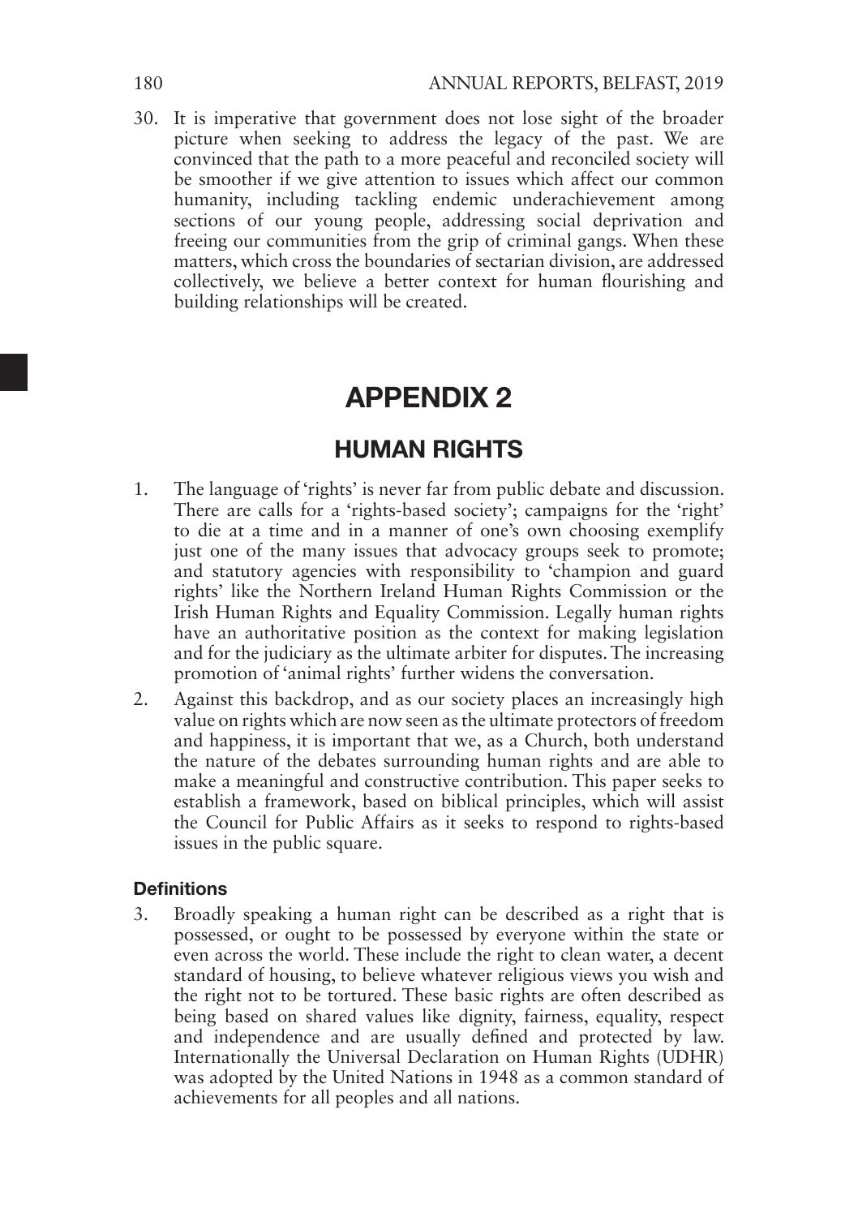30. It is imperative that government does not lose sight of the broader picture when seeking to address the legacy of the past. We are convinced that the path to a more peaceful and reconciled society will be smoother if we give attention to issues which affect our common humanity, including tackling endemic underachievement among sections of our young people, addressing social deprivation and freeing our communities from the grip of criminal gangs. When these matters, which cross the boundaries of sectarian division, are addressed collectively, we believe a better context for human flourishing and building relationships will be created.

# APPENDIX 2

## HUMAN RIGHTS

1. The language of 'rights' is never far from public debate and discussion. There are calls for a 'rights-based society'; campaigns for the 'right' to die at a time and in a manner of one's own choosing exemplify just one of the many issues that advocacy groups seek to promote; and statutory agencies with responsibility to 'champion and guard rights' like the Northern Ireland Human Rights Commission or the Irish Human Rights and Equality Commission. Legally human rights have an authoritative position as the context for making legislation and for the judiciary as the ultimate arbiter for disputes. The increasing promotion of 'animal rights' further widens the conversation.
2. Against this backdrop, and as our society places an increasingly high value on rights which are now seen as the ultimate protectors of freedom and happiness, it is important that we, as a Church, both understand the nature of the debates surrounding human rights and are able to make a meaningful and constructive contribution. This paper seeks to establish a framework, based on biblical principles, which will assist the Council for Public Affairs as it seeks to respond to rights-based issues in the public square.

### Definitions

3. Broadly speaking a human right can be described as a right that is possessed, or ought to be possessed by everyone within the state or even across the world. These include the right to clean water, a decent standard of housing, to believe whatever religious views you wish and the right not to be tortured. These basic rights are often described as being based on shared values like dignity, fairness, equality, respect and independence and are usually defined and protected by law. Internationally the Universal Declaration on Human Rights (UDHR) was adopted by the United Nations in 1948 as a common standard of achievements for all peoples and all nations.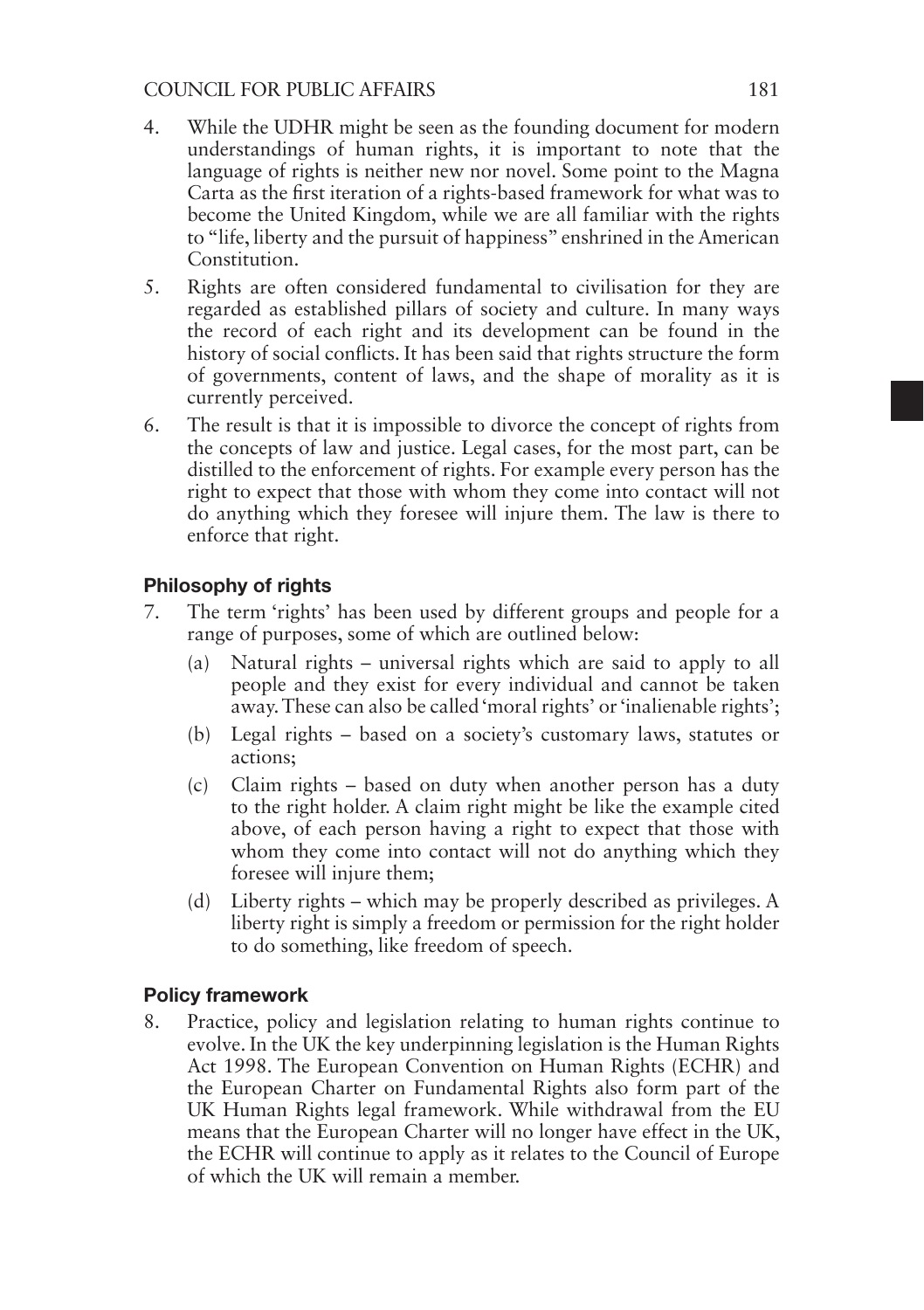4. While the UDHR might be seen as the founding document for modern understandings of human rights, it is important to note that the language of rights is neither new nor novel. Some point to the Magna Carta as the first iteration of a rights-based framework for what was to become the United Kingdom, while we are all familiar with the rights to "life, liberty and the pursuit of happiness" enshrined in the American Constitution.

5. Rights are often considered fundamental to civilisation for they are regarded as established pillars of society and culture. In many ways the record of each right and its development can be found in the history of social conflicts. It has been said that rights structure the form of governments, content of laws, and the shape of morality as it is currently perceived.

6. The result is that it is impossible to divorce the concept of rights from the concepts of law and justice. Legal cases, for the most part, can be distilled to the enforcement of rights. For example every person has the right to expect that those with whom they come into contact will not do anything which they foresee will injure them. The law is there to enforce that right.

### Philosophy of rights

7. The term 'rights' has been used by different groups and people for a range of purposes, some of which are outlined below:

   (a) Natural rights – universal rights which are said to apply to all people and they exist for every individual and cannot be taken away. These can also be called 'moral rights' or 'inalienable rights';

   (b) Legal rights – based on a society's customary laws, statutes or actions;

   (c) Claim rights – based on duty when another person has a duty to the right holder. A claim right might be like the example cited above, of each person having a right to expect that those with whom they come into contact will not do anything which they foresee will injure them;

   (d) Liberty rights – which may be properly described as privileges. A liberty right is simply a freedom or permission for the right holder to do something, like freedom of speech.

### Policy framework

8. Practice, policy and legislation relating to human rights continue to evolve. In the UK the key underpinning legislation is the Human Rights Act 1998. The European Convention on Human Rights (ECHR) and the European Charter on Fundamental Rights also form part of the UK Human Rights legal framework. While withdrawal from the EU means that the European Charter will no longer have effect in the UK, the ECHR will continue to apply as it relates to the Council of Europe of which the UK will remain a member.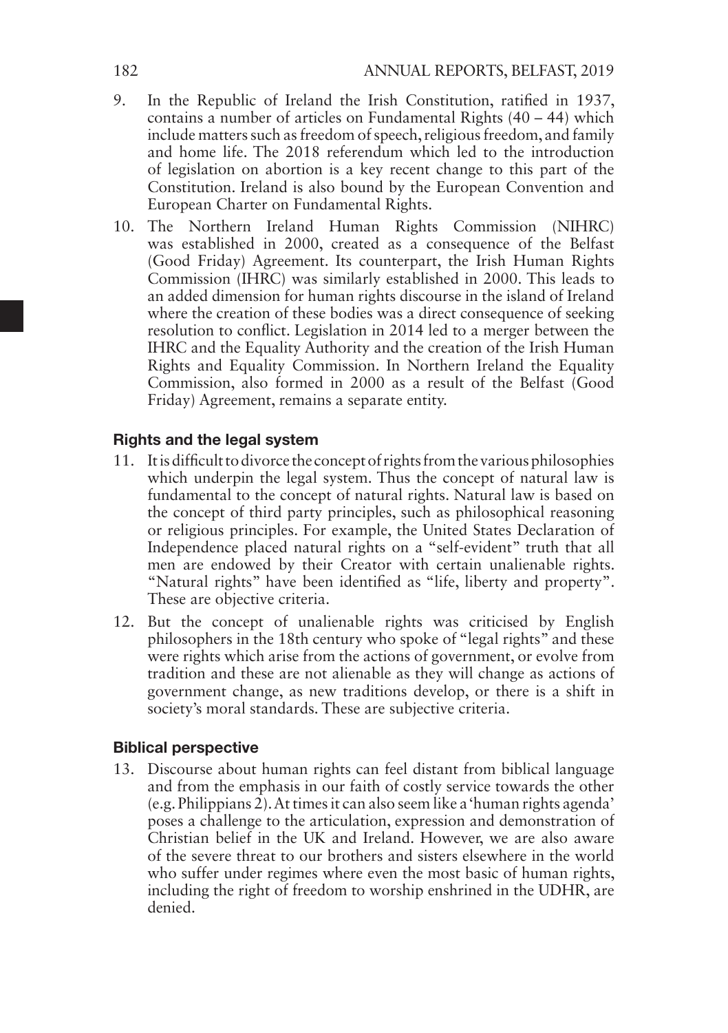9. In the Republic of Ireland the Irish Constitution, ratified in 1937, contains a number of articles on Fundamental Rights (40 – 44) which include matters such as freedom of speech, religious freedom, and family and home life. The 2018 referendum which led to the introduction of legislation on abortion is a key recent change to this part of the Constitution. Ireland is also bound by the European Convention and European Charter on Fundamental Rights.

10. The Northern Ireland Human Rights Commission (NIHRC) was established in 2000, created as a consequence of the Belfast (Good Friday) Agreement. Its counterpart, the Irish Human Rights Commission (IHRC) was similarly established in 2000. This leads to an added dimension for human rights discourse in the island of Ireland where the creation of these bodies was a direct consequence of seeking resolution to conflict. Legislation in 2014 led to a merger between the IHRC and the Equality Authority and the creation of the Irish Human Rights and Equality Commission. In Northern Ireland the Equality Commission, also formed in 2000 as a result of the Belfast (Good Friday) Agreement, remains a separate entity.

### Rights and the legal system

11. It is difficult to divorce the concept of rights from the various philosophies which underpin the legal system. Thus the concept of natural law is fundamental to the concept of natural rights. Natural law is based on the concept of third party principles, such as philosophical reasoning or religious principles. For example, the United States Declaration of Independence placed natural rights on a "self-evident" truth that all men are endowed by their Creator with certain unalienable rights. "Natural rights" have been identified as "life, liberty and property". These are objective criteria.

12. But the concept of unalienable rights was criticised by English philosophers in the 18th century who spoke of "legal rights" and these were rights which arise from the actions of government, or evolve from tradition and these are not alienable as they will change as actions of government change, as new traditions develop, or there is a shift in society's moral standards. These are subjective criteria.

### Biblical perspective

13. Discourse about human rights can feel distant from biblical language and from the emphasis in our faith of costly service towards the other (e.g. Philippians 2). At times it can also seem like a 'human rights agenda' poses a challenge to the articulation, expression and demonstration of Christian belief in the UK and Ireland. However, we are also aware of the severe threat to our brothers and sisters elsewhere in the world who suffer under regimes where even the most basic of human rights, including the right of freedom to worship enshrined in the UDHR, are denied.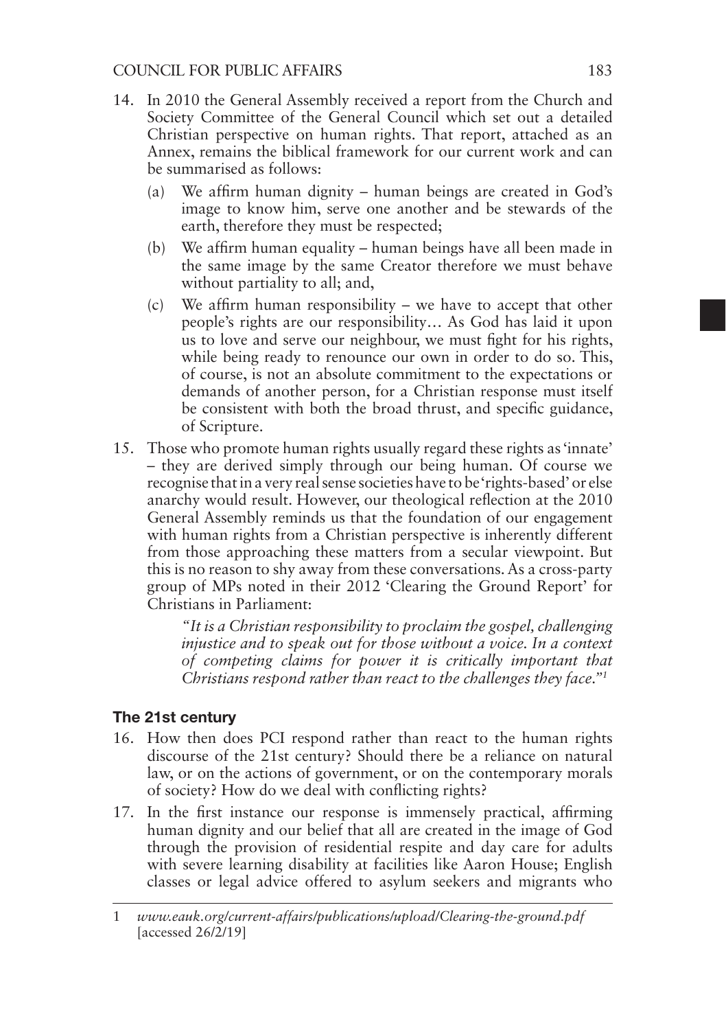14. In 2010 the General Assembly received a report from the Church and Society Committee of the General Council which set out a detailed Christian perspective on human rights. That report, attached as an Annex, remains the biblical framework for our current work and can be summarised as follows:

    (a) We affirm human dignity – human beings are created in God's image to know him, serve one another and be stewards of the earth, therefore they must be respected;

    (b) We affirm human equality – human beings have all been made in the same image by the same Creator therefore we must behave without partiality to all; and,

    (c) We affirm human responsibility – we have to accept that other people's rights are our responsibility… As God has laid it upon us to love and serve our neighbour, we must fight for his rights, while being ready to renounce our own in order to do so. This, of course, is not an absolute commitment to the expectations or demands of another person, for a Christian response must itself be consistent with both the broad thrust, and specific guidance, of Scripture.

15. Those who promote human rights usually regard these rights as 'innate' – they are derived simply through our being human. Of course we recognise that in a very real sense societies have to be 'rights-based' or else anarchy would result. However, our theological reflection at the 2010 General Assembly reminds us that the foundation of our engagement with human rights from a Christian perspective is inherently different from those approaching these matters from a secular viewpoint. But this is no reason to shy away from these conversations. As a cross-party group of MPs noted in their 2012 'Clearing the Ground Report' for Christians in Parliament:

    > *"It is a Christian responsibility to proclaim the gospel, challenging injustice and to speak out for those without a voice. In a context of competing claims for power it is critically important that Christians respond rather than react to the challenges they face."*[1]

## The 21st century

16. How then does PCI respond rather than react to the human rights discourse of the 21st century? Should there be a reliance on natural law, or on the actions of government, or on the contemporary morals of society? How do we deal with conflicting rights?

17. In the first instance our response is immensely practical, affirming human dignity and our belief that all are created in the image of God through the provision of residential respite and day care for adults with severe learning disability at facilities like Aaron House; English classes or legal advice offered to asylum seekers and migrants who

---

1 *www.eauk.org/current-affairs/publications/upload/Clearing-the-ground.pdf* [accessed 26/2/19]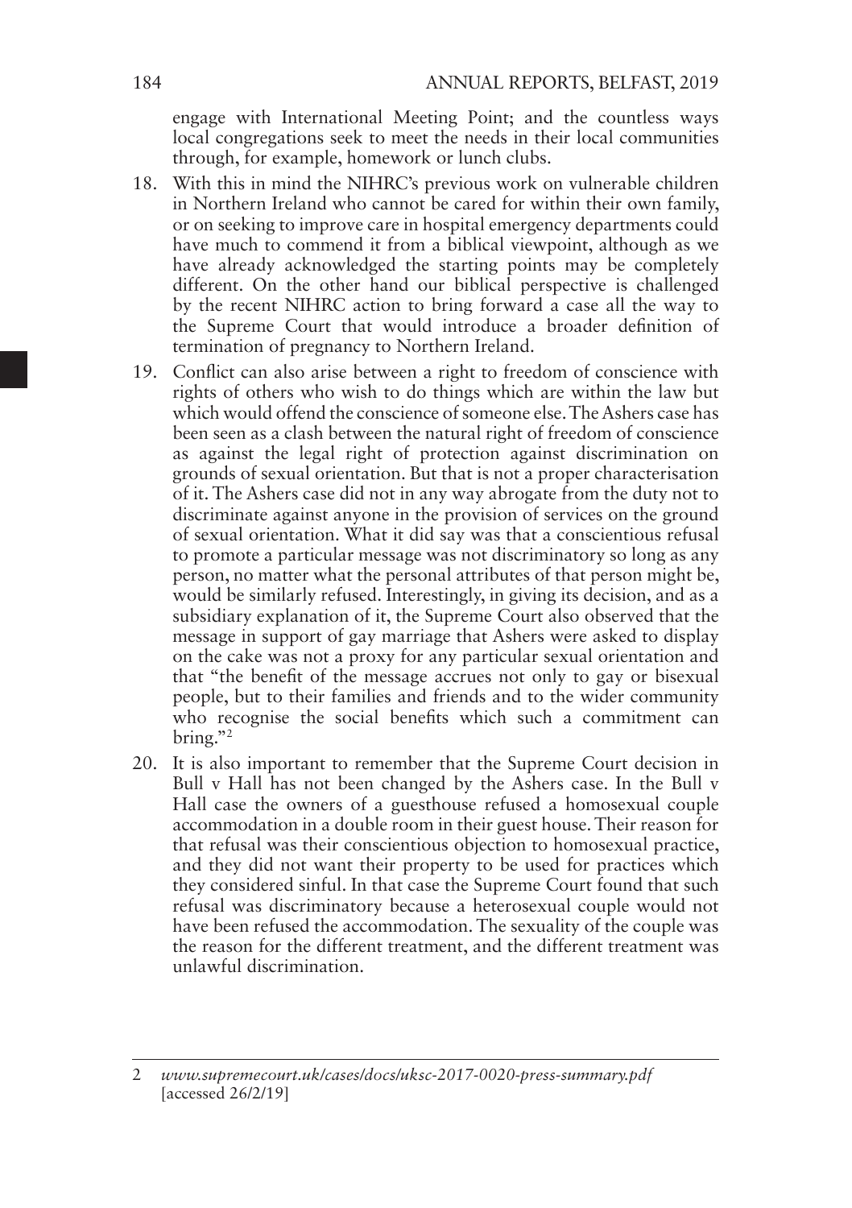engage with International Meeting Point; and the countless ways local congregations seek to meet the needs in their local communities through, for example, homework or lunch clubs.

18. With this in mind the NIHRC's previous work on vulnerable children in Northern Ireland who cannot be cared for within their own family, or on seeking to improve care in hospital emergency departments could have much to commend it from a biblical viewpoint, although as we have already acknowledged the starting points may be completely different. On the other hand our biblical perspective is challenged by the recent NIHRC action to bring forward a case all the way to the Supreme Court that would introduce a broader definition of termination of pregnancy to Northern Ireland.

19. Conflict can also arise between a right to freedom of conscience with rights of others who wish to do things which are within the law but which would offend the conscience of someone else. The Ashers case has been seen as a clash between the natural right of freedom of conscience as against the legal right of protection against discrimination on grounds of sexual orientation. But that is not a proper characterisation of it. The Ashers case did not in any way abrogate from the duty not to discriminate against anyone in the provision of services on the ground of sexual orientation. What it did say was that a conscientious refusal to promote a particular message was not discriminatory so long as any person, no matter what the personal attributes of that person might be, would be similarly refused. Interestingly, in giving its decision, and as a subsidiary explanation of it, the Supreme Court also observed that the message in support of gay marriage that Ashers were asked to display on the cake was not a proxy for any particular sexual orientation and that "the benefit of the message accrues not only to gay or bisexual people, but to their families and friends and to the wider community who recognise the social benefits which such a commitment can bring."[2]

20. It is also important to remember that the Supreme Court decision in Bull v Hall has not been changed by the Ashers case. In the Bull v Hall case the owners of a guesthouse refused a homosexual couple accommodation in a double room in their guest house. Their reason for that refusal was their conscientious objection to homosexual practice, and they did not want their property to be used for practices which they considered sinful. In that case the Supreme Court found that such refusal was discriminatory because a heterosexual couple would not have been refused the accommodation. The sexuality of the couple was the reason for the different treatment, and the different treatment was unlawful discrimination.

---

2 *www.supremecourt.uk/cases/docs/uksc-2017-0020-press-summary.pdf* [accessed 26/2/19]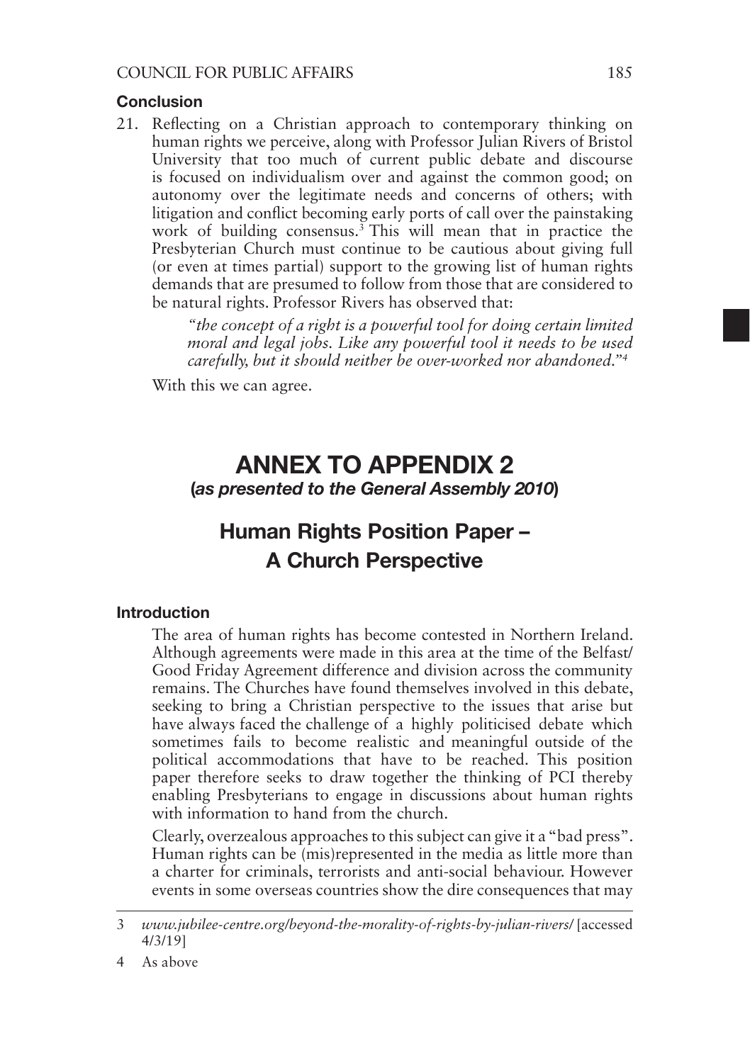### Conclusion

21. Reflecting on a Christian approach to contemporary thinking on human rights we perceive, along with Professor Julian Rivers of Bristol University that too much of current public debate and discourse is focused on individualism over and against the common good; on autonomy over the legitimate needs and concerns of others; with litigation and conflict becoming early ports of call over the painstaking work of building consensus.[3] This will mean that in practice the Presbyterian Church must continue to be cautious about giving full (or even at times partial) support to the growing list of human rights demands that are presumed to follow from those that are considered to be natural rights. Professor Rivers has observed that:

    *"the concept of a right is a powerful tool for doing certain limited moral and legal jobs. Like any powerful tool it needs to be used carefully, but it should neither be over-worked nor abandoned."*[4]

    With this we can agree.

# ANNEX TO APPENDIX 2

**(*as presented to the General Assembly 2010*)**

## Human Rights Position Paper – A Church Perspective

### Introduction

The area of human rights has become contested in Northern Ireland. Although agreements were made in this area at the time of the Belfast/Good Friday Agreement difference and division across the community remains. The Churches have found themselves involved in this debate, seeking to bring a Christian perspective to the issues that arise but have always faced the challenge of a highly politicised debate which sometimes fails to become realistic and meaningful outside of the political accommodations that have to be reached. This position paper therefore seeks to draw together the thinking of PCI thereby enabling Presbyterians to engage in discussions about human rights with information to hand from the church.

Clearly, overzealous approaches to this subject can give it a "bad press". Human rights can be (mis)represented in the media as little more than a charter for criminals, terrorists and anti-social behaviour. However events in some overseas countries show the dire consequences that may

---

3 *www.jubilee-centre.org/beyond-the-morality-of-rights-by-julian-rivers/* [accessed 4/3/19]

4 As above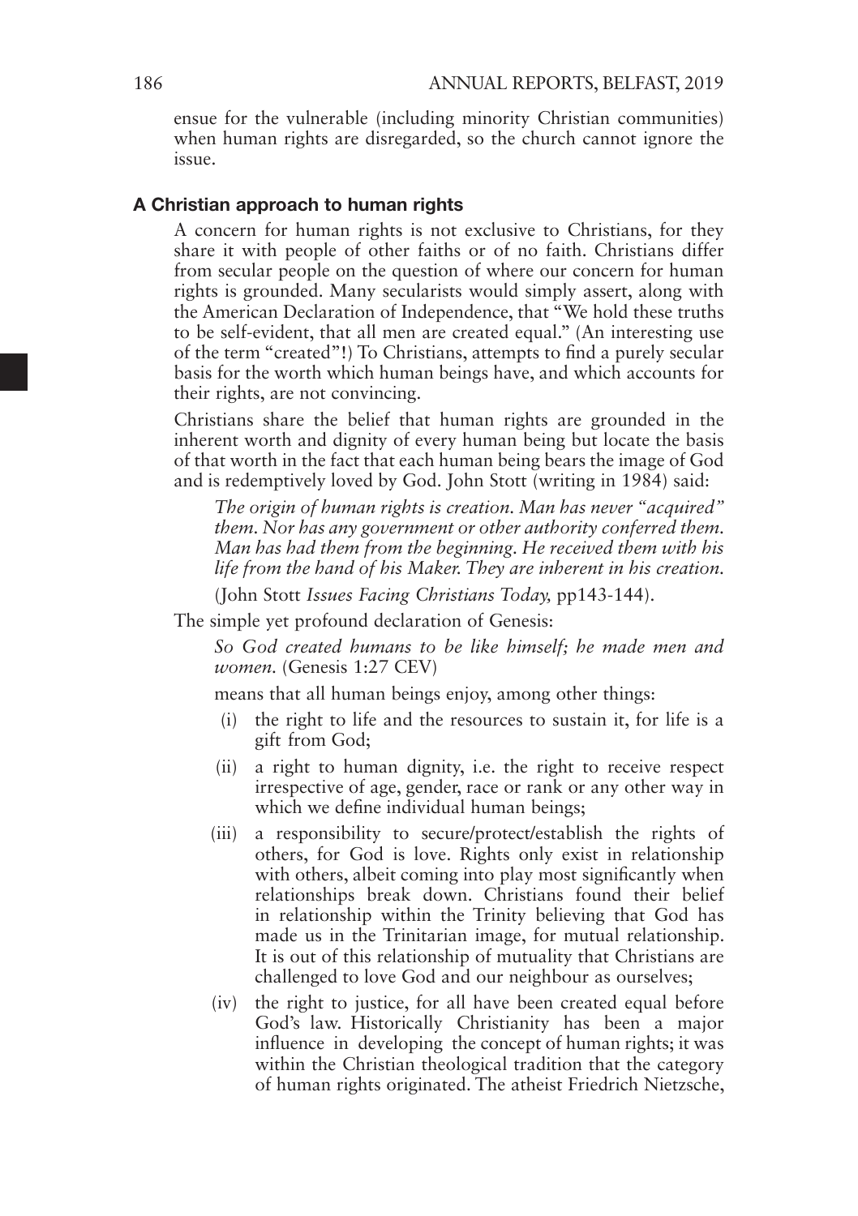ensue for the vulnerable (including minority Christian communities) when human rights are disregarded, so the church cannot ignore the issue.

### A Christian approach to human rights

A concern for human rights is not exclusive to Christians, for they share it with people of other faiths or of no faith. Christians differ from secular people on the question of where our concern for human rights is grounded. Many secularists would simply assert, along with the American Declaration of Independence, that "We hold these truths to be self-evident, that all men are created equal." (An interesting use of the term "created"**!**) To Christians, attempts to find a purely secular basis for the worth which human beings have, and which accounts for their rights, are not convincing.

Christians share the belief that human rights are grounded in the inherent worth and dignity of every human being but locate the basis of that worth in the fact that each human being bears the image of God and is redemptively loved by God. John Stott (writing in 1984) said:

> *The origin of human rights is creation. Man has never "acquired" them. Nor has any government or other authority conferred them. Man has had them from the beginning. He received them with his life from the hand of his Maker. They are inherent in his creation.*
>
> (John Stott *Issues Facing Christians Today,* pp143-144).

The simple yet profound declaration of Genesis:

> *So God created humans to be like himself; he made men and women.* (Genesis 1:27 CEV)

means that all human beings enjoy, among other things:

(i) the right to life and the resources to sustain it, for life is a gift from God;

(ii) a right to human dignity, i.e. the right to receive respect irrespective of age, gender, race or rank or any other way in which we define individual human beings;

(iii) a responsibility to secure/protect/establish the rights of others, for God is love. Rights only exist in relationship with others, albeit coming into play most significantly when relationships break down. Christians found their belief in relationship within the Trinity believing that God has made us in the Trinitarian image, for mutual relationship. It is out of this relationship of mutuality that Christians are challenged to love God and our neighbour as ourselves;

(iv) the right to justice, for all have been created equal before God's law. Historically Christianity has been a major influence in developing the concept of human rights; it was within the Christian theological tradition that the category of human rights originated. The atheist Friedrich Nietzsche,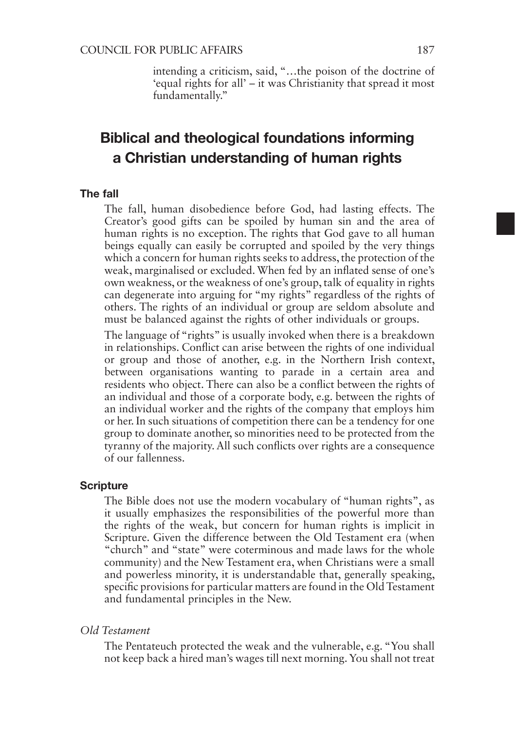intending a criticism, said, "…the poison of the doctrine of 'equal rights for all' – it was Christianity that spread it most fundamentally."

## Biblical and theological foundations informing a Christian understanding of human rights

### The fall

The fall, human disobedience before God, had lasting effects. The Creator's good gifts can be spoiled by human sin and the area of human rights is no exception. The rights that God gave to all human beings equally can easily be corrupted and spoiled by the very things which a concern for human rights seeks to address, the protection of the weak, marginalised or excluded. When fed by an inflated sense of one's own weakness, or the weakness of one's group, talk of equality in rights can degenerate into arguing for "my rights" regardless of the rights of others. The rights of an individual or group are seldom absolute and must be balanced against the rights of other individuals or groups.

The language of "rights" is usually invoked when there is a breakdown in relationships. Conflict can arise between the rights of one individual or group and those of another, e.g. in the Northern Irish context, between organisations wanting to parade in a certain area and residents who object. There can also be a conflict between the rights of an individual and those of a corporate body, e.g. between the rights of an individual worker and the rights of the company that employs him or her. In such situations of competition there can be a tendency for one group to dominate another, so minorities need to be protected from the tyranny of the majority. All such conflicts over rights are a consequence of our fallenness.

### Scripture

The Bible does not use the modern vocabulary of "human rights", as it usually emphasizes the responsibilities of the powerful more than the rights of the weak, but concern for human rights is implicit in Scripture. Given the difference between the Old Testament era (when "church" and "state" were coterminous and made laws for the whole community) and the New Testament era, when Christians were a small and powerless minority, it is understandable that, generally speaking, specific provisions for particular matters are found in the Old Testament and fundamental principles in the New.

*Old Testament*

The Pentateuch protected the weak and the vulnerable, e.g. "You shall not keep back a hired man's wages till next morning. You shall not treat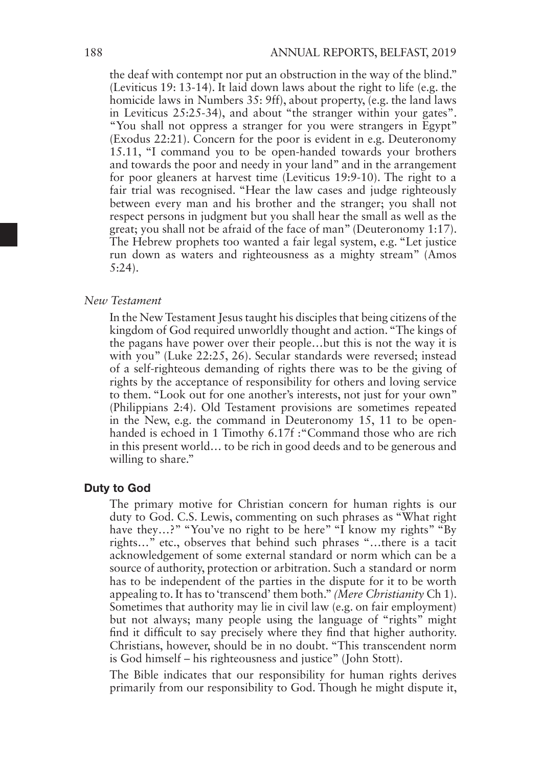the deaf with contempt nor put an obstruction in the way of the blind." (Leviticus 19: 13-14). It laid down laws about the right to life (e.g. the homicide laws in Numbers 35: 9ff), about property, (e.g. the land laws in Leviticus 25:25-34), and about "the stranger within your gates". "You shall not oppress a stranger for you were strangers in Egypt" (Exodus 22:21). Concern for the poor is evident in e.g. Deuteronomy 15.11, "I command you to be open-handed towards your brothers and towards the poor and needy in your land" and in the arrangement for poor gleaners at harvest time (Leviticus 19:9-10). The right to a fair trial was recognised. "Hear the law cases and judge righteously between every man and his brother and the stranger; you shall not respect persons in judgment but you shall hear the small as well as the great; you shall not be afraid of the face of man" (Deuteronomy 1:17). The Hebrew prophets too wanted a fair legal system, e.g. "Let justice run down as waters and righteousness as a mighty stream" (Amos 5:24).

*New Testament*

In the New Testament Jesus taught his disciples that being citizens of the kingdom of God required unworldly thought and action. "The kings of the pagans have power over their people…but this is not the way it is with you" (Luke 22:25, 26). Secular standards were reversed; instead of a self-righteous demanding of rights there was to be the giving of rights by the acceptance of responsibility for others and loving service to them. "Look out for one another's interests, not just for your own" (Philippians 2:4). Old Testament provisions are sometimes repeated in the New, e.g. the command in Deuteronomy 15, 11 to be open-handed is echoed in 1 Timothy 6.17f :"Command those who are rich in this present world… to be rich in good deeds and to be generous and willing to share."

### Duty to God

The primary motive for Christian concern for human rights is our duty to God. C.S. Lewis, commenting on such phrases as "What right have they…?" "You've no right to be here" "I know my rights" "By rights…" etc., observes that behind such phrases "…there is a tacit acknowledgement of some external standard or norm which can be a source of authority, protection or arbitration. Such a standard or norm has to be independent of the parties in the dispute for it to be worth appealing to. It has to 'transcend' them both." *(Mere Christianity* Ch 1). Sometimes that authority may lie in civil law (e.g. on fair employment) but not always; many people using the language of "rights" might find it difficult to say precisely where they find that higher authority. Christians, however, should be in no doubt. "This transcendent norm is God himself – his righteousness and justice" (John Stott).

The Bible indicates that our responsibility for human rights derives primarily from our responsibility to God. Though he might dispute it,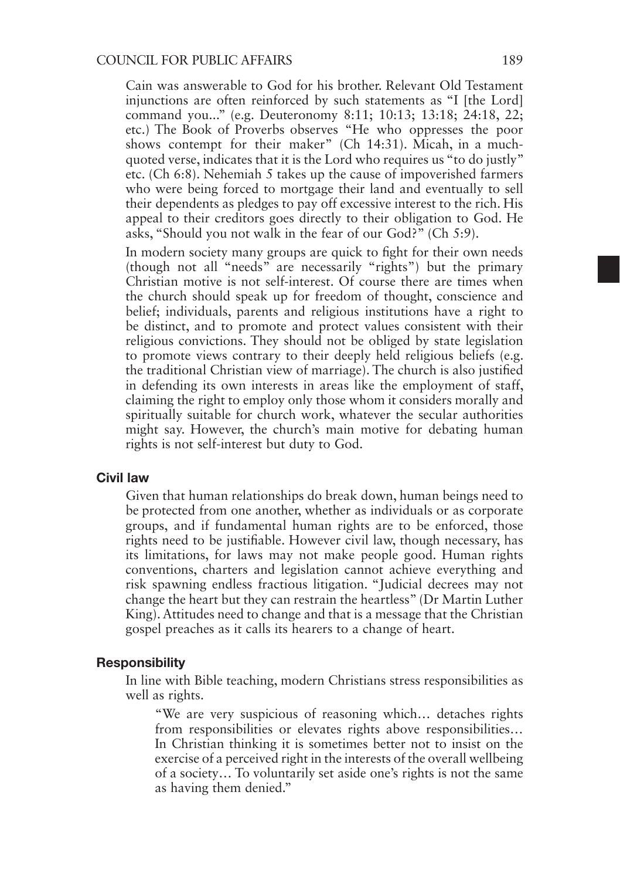Cain was answerable to God for his brother. Relevant Old Testament injunctions are often reinforced by such statements as "I [the Lord] command you..." (e.g. Deuteronomy 8:11; 10:13; 13:18; 24:18, 22; etc.) The Book of Proverbs observes "He who oppresses the poor shows contempt for their maker" (Ch 14:31). Micah, in a much-quoted verse, indicates that it is the Lord who requires us "to do justly" etc. (Ch 6:8). Nehemiah 5 takes up the cause of impoverished farmers who were being forced to mortgage their land and eventually to sell their dependents as pledges to pay off excessive interest to the rich. His appeal to their creditors goes directly to their obligation to God. He asks, "Should you not walk in the fear of our God?" (Ch 5:9).

In modern society many groups are quick to fight for their own needs (though not all "needs" are necessarily "rights") but the primary Christian motive is not self-interest. Of course there are times when the church should speak up for freedom of thought, conscience and belief; individuals, parents and religious institutions have a right to be distinct, and to promote and protect values consistent with their religious convictions. They should not be obliged by state legislation to promote views contrary to their deeply held religious beliefs (e.g. the traditional Christian view of marriage). The church is also justified in defending its own interests in areas like the employment of staff, claiming the right to employ only those whom it considers morally and spiritually suitable for church work, whatever the secular authorities might say. However, the church's main motive for debating human rights is not self-interest but duty to God.

### Civil law

Given that human relationships do break down, human beings need to be protected from one another, whether as individuals or as corporate groups, and if fundamental human rights are to be enforced, those rights need to be justifiable. However civil law, though necessary, has its limitations, for laws may not make people good. Human rights conventions, charters and legislation cannot achieve everything and risk spawning endless fractious litigation. "Judicial decrees may not change the heart but they can restrain the heartless" (Dr Martin Luther King). Attitudes need to change and that is a message that the Christian gospel preaches as it calls its hearers to a change of heart.

### Responsibility

In line with Bible teaching, modern Christians stress responsibilities as well as rights.

> "We are very suspicious of reasoning which… detaches rights from responsibilities or elevates rights above responsibilities… In Christian thinking it is sometimes better not to insist on the exercise of a perceived right in the interests of the overall wellbeing of a society… To voluntarily set aside one's rights is not the same as having them denied."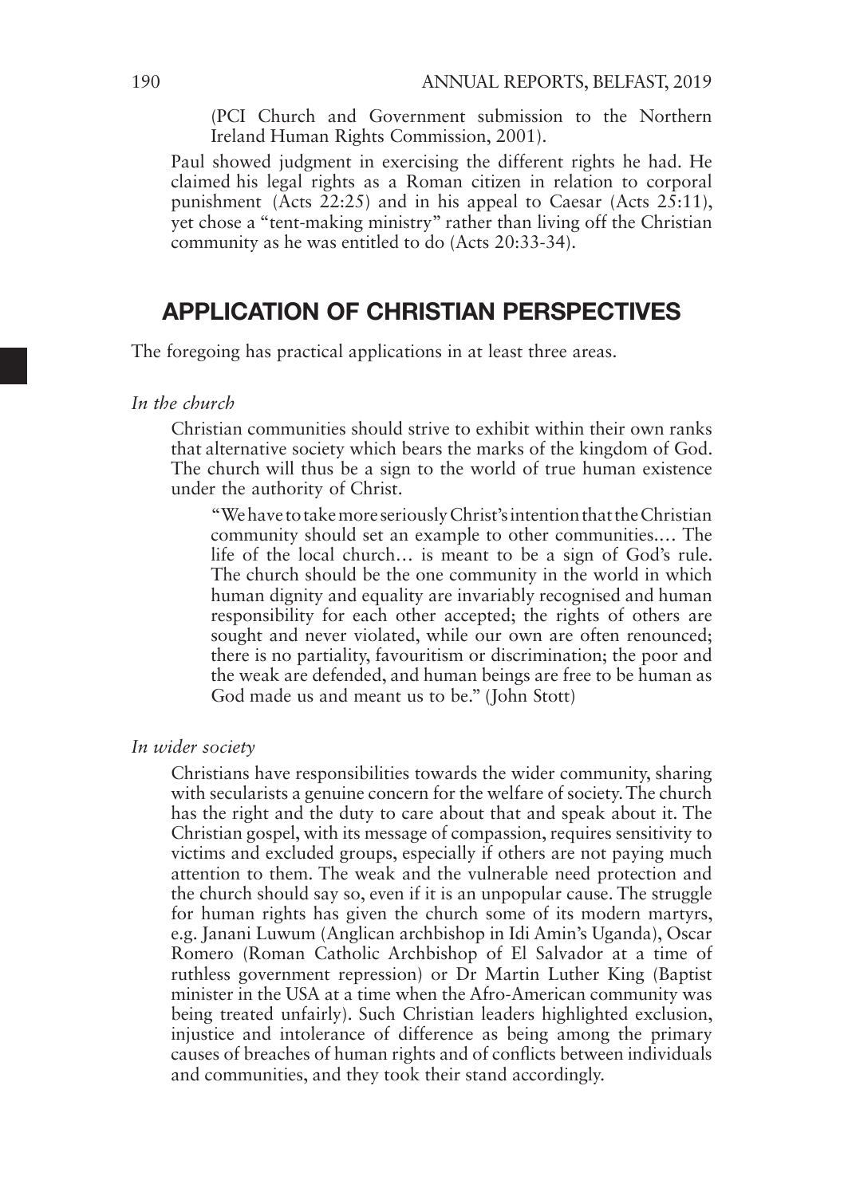(PCI Church and Government submission to the Northern Ireland Human Rights Commission, 2001).

Paul showed judgment in exercising the different rights he had. He claimed his legal rights as a Roman citizen in relation to corporal punishment (Acts 22:25) and in his appeal to Caesar (Acts 25:11), yet chose a "tent-making ministry" rather than living off the Christian community as he was entitled to do (Acts 20:33-34).

## APPLICATION OF CHRISTIAN PERSPECTIVES

The foregoing has practical applications in at least three areas.

*In the church*

Christian communities should strive to exhibit within their own ranks that alternative society which bears the marks of the kingdom of God. The church will thus be a sign to the world of true human existence under the authority of Christ.

> "We have to take more seriously Christ's intention that the Christian community should set an example to other communities.… The life of the local church… is meant to be a sign of God's rule. The church should be the one community in the world in which human dignity and equality are invariably recognised and human responsibility for each other accepted; the rights of others are sought and never violated, while our own are often renounced; there is no partiality, favouritism or discrimination; the poor and the weak are defended, and human beings are free to be human as God made us and meant us to be." (John Stott)

*In wider society*

Christians have responsibilities towards the wider community, sharing with secularists a genuine concern for the welfare of society. The church has the right and the duty to care about that and speak about it. The Christian gospel, with its message of compassion, requires sensitivity to victims and excluded groups, especially if others are not paying much attention to them. The weak and the vulnerable need protection and the church should say so, even if it is an unpopular cause. The struggle for human rights has given the church some of its modern martyrs, e.g. Janani Luwum (Anglican archbishop in Idi Amin's Uganda), Oscar Romero (Roman Catholic Archbishop of El Salvador at a time of ruthless government repression) or Dr Martin Luther King (Baptist minister in the USA at a time when the Afro-American community was being treated unfairly). Such Christian leaders highlighted exclusion, injustice and intolerance of difference as being among the primary causes of breaches of human rights and of conflicts between individuals and communities, and they took their stand accordingly.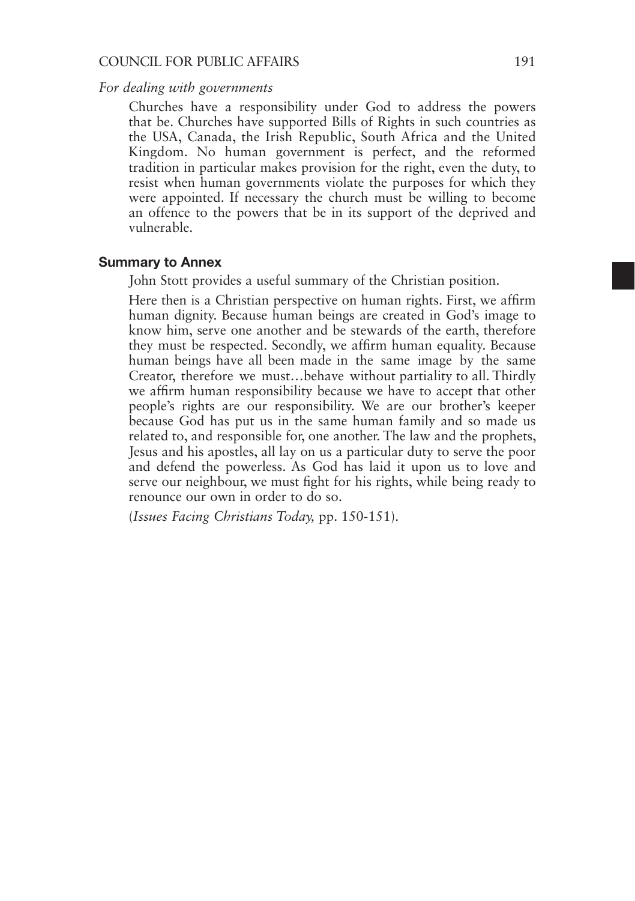*For dealing with governments*

Churches have a responsibility under God to address the powers that be. Churches have supported Bills of Rights in such countries as the USA, Canada, the Irish Republic, South Africa and the United Kingdom. No human government is perfect, and the reformed tradition in particular makes provision for the right, even the duty, to resist when human governments violate the purposes for which they were appointed. If necessary the church must be willing to become an offence to the powers that be in its support of the deprived and vulnerable.

**Summary to Annex**

John Stott provides a useful summary of the Christian position.

Here then is a Christian perspective on human rights. First, we affirm human dignity. Because human beings are created in God's image to know him, serve one another and be stewards of the earth, therefore they must be respected. Secondly, we affirm human equality. Because human beings have all been made in the same image by the same Creator, therefore we must…behave without partiality to all. Thirdly we affirm human responsibility because we have to accept that other people's rights are our responsibility. We are our brother's keeper because God has put us in the same human family and so made us related to, and responsible for, one another. The law and the prophets, Jesus and his apostles, all lay on us a particular duty to serve the poor and defend the powerless. As God has laid it upon us to love and serve our neighbour, we must fight for his rights, while being ready to renounce our own in order to do so.

(*Issues Facing Christians Today,* pp. 150-151).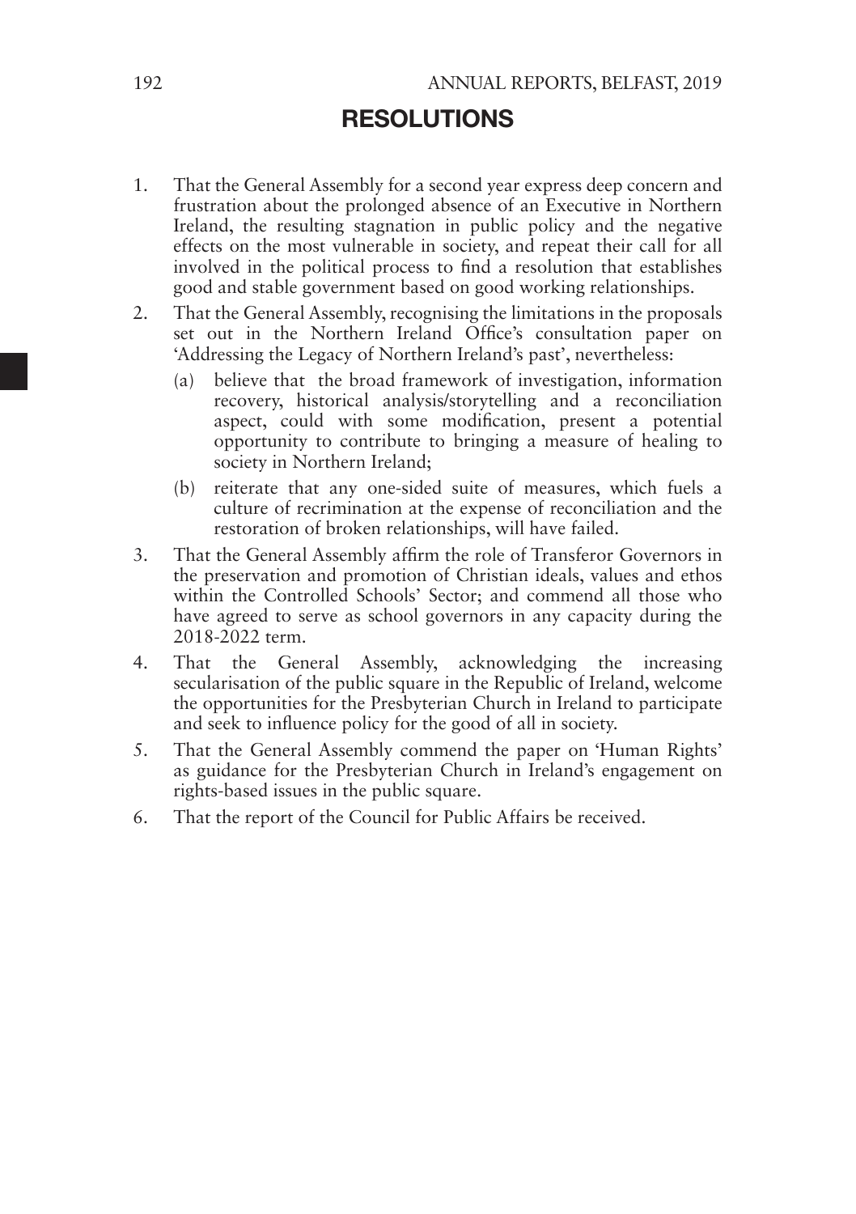## RESOLUTIONS

1. That the General Assembly for a second year express deep concern and frustration about the prolonged absence of an Executive in Northern Ireland, the resulting stagnation in public policy and the negative effects on the most vulnerable in society, and repeat their call for all involved in the political process to find a resolution that establishes good and stable government based on good working relationships.
2. That the General Assembly, recognising the limitations in the proposals set out in the Northern Ireland Office's consultation paper on 'Addressing the Legacy of Northern Ireland's past', nevertheless:
   (a) believe that the broad framework of investigation, information recovery, historical analysis/storytelling and a reconciliation aspect, could with some modification, present a potential opportunity to contribute to bringing a measure of healing to society in Northern Ireland;
   (b) reiterate that any one-sided suite of measures, which fuels a culture of recrimination at the expense of reconciliation and the restoration of broken relationships, will have failed.
3. That the General Assembly affirm the role of Transferor Governors in the preservation and promotion of Christian ideals, values and ethos within the Controlled Schools' Sector; and commend all those who have agreed to serve as school governors in any capacity during the 2018-2022 term.
4. That the General Assembly, acknowledging the increasing secularisation of the public square in the Republic of Ireland, welcome the opportunities for the Presbyterian Church in Ireland to participate and seek to influence policy for the good of all in society.
5. That the General Assembly commend the paper on 'Human Rights' as guidance for the Presbyterian Church in Ireland's engagement on rights-based issues in the public square.
6. That the report of the Council for Public Affairs be received.